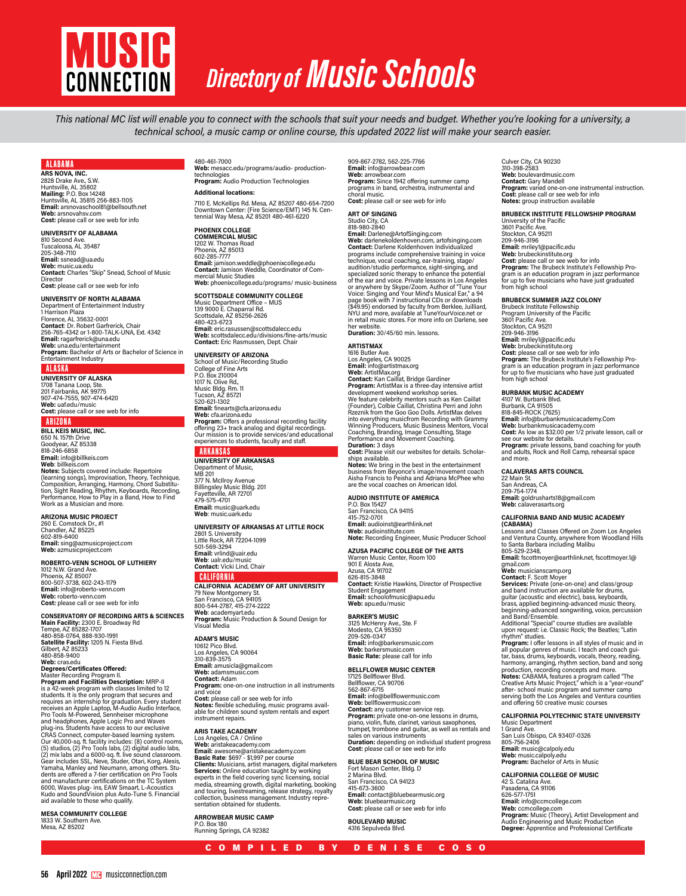# MUSIC CONNECTION Directory of Music Schools

*This national MC list will enable you to connect with the schools that suit your needs and budget. Whether you're looking for a university, a technical school, a music camp or online course, this updated 2022 list will make your search easier.*

## ALABAMA

**ARS NOVA, INC.**
2828 Drake Ave., S.W.
Huntsville, AL 35802
**Mailing:** P.O. Box 14248
Huntsville, AL 35815 256-883-1105
**Email:** arsnovaschool81@bellsouth.net
**Web:** arsnovahsv.com
**Cost:** please call or see web for info

**UNIVERSITY OF ALABAMA**
810 Second Ave.
Tuscaloosa, AL 35487
205-348-7110
**Email:** ssnead@ua.edu
**Web:** music.ua.edu
**Contact:** Charles "Skip" Snead, School of Music Director
**Cost:** please call or see web for info

**UNIVERSITY OF NORTH ALABAMA**
Department of Entertainment Industry
1 Harrison Plaza
Florence, AL 35632-0001
**Contact**: Dr. Robert Garfrerick, Chair
256-765-4342 or 1-800-TALK-UNA, Ext. 4342
**Email:** ragarfrerick@una.edu
**Web:** una.edu/entertainment
**Program:** Bachelor of Arts or Bachelor of Science in Entertainment Industry

## ALASKA

**UNIVERSITY OF ALASKA**
1708 Tanana Loop, Ste.
201 Fairbanks, AK 99775
907-474-7555, 907-474-6420
**Web:** uaf.edu/music
**Cost:** please call or see web for info

## ARIZONA

**BILL KEIS MUSIC, INC.**
650 N. 157th Drive
Goodyear, AZ 85338
818-246-6858
**Email:** info@billkeis.com
**Web**: billkeis.com
**Notes:** Subjects covered include: Repertoire (learning songs), Improvisation, Theory, Technique, Composition, Arranging, Harmony, Chord Substitution, Sight Reading, Rhythm, Keyboards, Recording, Performance, How to Play in a Band, How to Find Work as a Musician and more.

**ARIZONA MUSIC PROJECT**
260 E. Comstock Dr., #1
Chandler, AZ 85225
602-819-6400
**Email:** sing@azmusicproject.com
**Web:** azmusicproject.com

**ROBERTO-VENN SCHOOL OF LUTHIERY**
1012 N.W. Grand Ave.
Phoenix, AZ 85007
800-507-3738, 602-243-1179
**Email:** info@roberto-venn.com
**Web:** roberto-venn.com
**Cost:** please call or see web for info

**CONSERVATORY OF RECORDING ARTS & SCIENCES**
**Main Facility:** 2300 E. Broadway Rd
Tempe, AZ 85282-1707
480-858-0764, 888-930-1991
**Satellite Facility:** 1205 N. Fiesta Blvd.
Gilbert, AZ 85233
480-858-9400
**Web:** cras.edu
**Degrees/Certificates Offered:**
Master Recording Program II.
**Program and Facilities Description:** MRP-II is a 42-week program with classes limited to 12 students. It is the only program that secures and requires an internship for graduation. Every student receives an Apple Laptop, M-Audio Audio Interface, Pro Tools M-Powered, Sennheiser microphone and headphones, Apple Logic Pro and Waves plug-ins. Students have access to our exclusive CRAS Connect, computer-based learning system. Our 40,000-sq. ft. facility includes: (8) control rooms, (5) studios, (2) Pro Tools labs, (2) digital audio labs, (2) mix labs and a 6000-sq. ft. live sound classroom. Gear includes SSL, Neve, Studer, Otari, Korg, Alesis, Yamaha, Manley and Neumann, among others. Students are offered a 7-tier certification on Pro Tools and manufacturer certifications on the TC System 6000, Waves plug- ins, EAW Smaart, L-Acoustics Kudo and SoundVision plus Auto-Tune 5. Financial aid available to those who qualify.

**MESA COMMUNITY COLLEGE**
1833 W. Southern Ave.
Mesa, AZ 85202
480-461-7000
**Web:** mesacc.edu/programs/audio- production-technologies
**Program:** Audio Production Technologies

**Additional locations:**

7110 E. McKellips Rd. Mesa, AZ 85207 480-654-7200 Downtown Center: (Fire Science/EMT) 145 N. Centennial Way Mesa, AZ 85201 480-461-6220

**PHOENIX COLLEGE COMMERCIAL MUSIC**
1202 W. Thomas Road
Phoenix, AZ 85013
602-285-7777
**Email:** jamison.weddle@phoenixcollege.edu
**Contact:** Jamison Weddle, Coordinator of Commercial Music Studies
**Web:** phoenixcollege.edu/programs/ music-business

**SCOTTSDALE COMMUNITY COLLEGE**
Music Department Office – MUS
139 9000 E. Chaparral Rd.
Scottsdale, AZ 85256-2626
480-423-6723
**Email:** eric.rasussen@scottsdalecc.edu
**Web:** scottsdalecc.edu/divisions/fine-arts/music
**Contact:** Eric Rasmussen, Dept. Chair

**UNIVERSITY OF ARIZONA**
School of Music/Recording Studio
College of Fine Arts
P.O. Box 210004
1017 N. Olive Rd.,
Music Bldg. Rm. 11
Tucson, AZ 85721
520-621-1302
**Email:** finearts@cfa.arizona.edu
**Web:** cfa.arizona.edu
**Program:** Offers a professional recording facility offering 23+ track analog and digital recordings. Our mission is to provide services/and educational experiences to students, faculty and staff.

## ARKANSAS

**UNIVERSITY OF ARKANSAS**
Department of Music,
MB 201
377 N. McIlroy Avenue
Billingsley Music Bldg. 201
Fayetteville, AR 72701
479-575-4701
**Email:** music@uark.edu
**Web**: music.uark.edu

**UNIVERSITY OF ARKANSAS AT LITTLE ROCK**
2801 S. University
Little Rock, AR 72204-1099
501-569-3294
**Email:** vrlind@uair.edu
**Web**: ualr.edu/music
**Contact:** Vicki Lind, Chair

## CALIFORNIA

**CALIFORNIA ACADEMY OF ART UNIVERSITY**
79 New Montgomery St.
San Francisco, CA 94105
800-544-2787, 415-274-2222
**Web**: academyart.edu
**Program:** Music Production & Sound Design for Visual Media

**ADAM'S MUSIC**
10612 Pico Blvd.
Los Angeles, CA 90064
310-839-3575
**Email:** amusicla@gmail.com
**Web:** adamsmusic.com
**Contact:** Adam
**Program:** one-on-one instruction in all instruments and voice
**Cost:** please call or see web for info
**Notes:** flexible scheduling, music programs available for children sound system rentals and expert instrument repairs.

**ARIS TAKE ACADEMY**
Los Angeles, CA / Online
**Web:** aristakeacademy.com
**Email:** awesome@aristakeacademy.com
**Basic Rate**: $697 - $1,997 per course
**Clients:** Musicians, artist managers, digital marketers
**Services:** Online education taught by working experts in the field covering sync licensing, social media, streaming growth, digital marketing, booking and touring, livestreaming, release strategy, royalty collection, business management. Industry representation obtained for students.

**ARROWBEAR MUSIC CAMP**
P.O. Box 180
Running Springs, CA 92382
909-867-2782, 562-225-7766
**Email:** info@arrowbear.com
**Web:** arrowbear.com
**Program:** Since 1942 offering summer camp programs in band, orchestra, instrumental and choral music.
**Cost:** please call or see web for info

**ART OF SINGING**
Studio City, CA
818-980-2840
**Email:** Darlene@ArtofSinging.com
**Web:** darlenekoldenhoven.com, artofsinging.com
**Contact:** Darlene Koldenhoven Individualized programs include comprehensive training in voice technique, vocal coaching, ear-training, stage/audition/studio performance, sight-singing, and specialized sonic therapy to enhance the potential of the ear and voice. Private lessons in Los Angeles or anywhere by Skype/Zoom. Author of "Tune Your Voice: Singing and Your Mind's Musical Ear," a 94 page book with 7 instructional CDs or downloads ($49.95) endorsed by faculty from Berklee, Juilliard, NYU and more, available at TuneYourVoice.net or in retail music stores. For more info on Darlene, see her website.
**Duration:** 30/45/60 min. lessons.

**ARTISTMAX**
1616 Butler Ave.
Los Angeles, CA 90025
**Email:** info@artistmax.org
**Web:** ArtistMax.org
**Contact:** Kan Caillat, Bridge Gardiner
**Program:** ArtistMax is a three-day intensive artist development weekend workshop series. We feature celebrity mentors such as Ken Caillat (Founder), Colbie Caillat, Christina Perri and John Rzeznik from the Goo Goo Dolls. ArtistMax delves into everything musicfrom Recording with Grammy Winning Producers, Music Business Mentors, Vocal Coaching, Branding, Image Consulting, Stage Performance and Movement Coaching.
**Duration:** 3 days
**Cost:** Please visit our websites for details. Scholarships available.
**Notes:** We bring in the best in the entertainment business from Beyonce's image/movement coach Aisha Francis to Peisha and Adriana McPhee who are the vocal coaches on American Idol.

**AUDIO INSTITUTE OF AMERICA**
P.O. Box 15427
San Francisco, CA 94115
415-752-0701
**Email:** audioinst@earthlink.net
**Web:** audioinstitute.com
**Note:** Recording Engineer, Music Producer School

**AZUSA PACIFIC COLLEGE OF THE ARTS**
Warren Music Center, Room 100
901 E Alosta Ave,
Azusa, CA 91702
626-815-3848
**Contact:** Kristie Hawkins, Director of Prospective Student Engagement
**Email:** schoolofmusic@apu.edu
**Web:** apu.edu/music

**BARKER'S MUSIC**
3125 McHenry Ave., Ste. F
Modesto, CA 95350
209-526-0347
**Email:** info@barkersmusic.com
**Web:** barkersmusic.com
**Basic Rate:** please call for info

**BELLFLOWER MUSIC CENTER**
17125 Bellflower Blvd.
Bellflower, CA 90706
562-867-6715
**Email:** info@bellflowermusic.com
**Web:** bellflowermusic.com
**Contact:** any customer service rep.
**Program:** private one-on-one lessons in drums, piano, violin, flute, clarinet, various saxophones, trumpet, trombone and guitar, as well as rentals and sales on various instruments
**Duration:** depending on individual student progress
**Cost:** please call or see web for info

**BLUE BEAR SCHOOL OF MUSIC**
Fort Mason Center, Bldg. D
2 Marina Blvd.
San Francisco, CA 94123
415-673-3600
**Email:** contact@bluebearmusic.org
**Web:** bluebearmusic.org
**Cost:** please call or see web for info

**BOULEVARD MUSIC**
4316 Sepulveda Blvd.
Culver City, CA 90230
310-398-2583
**Web:** boulevardmusic.com
**Contact:** Gary Mandell
**Program:** varied one-on-one instrumental instruction.
**Cost:** please call or see web for info
**Notes:** group instruction available

**BRUBECK INSTITUTE FELLOWSHIP PROGRAM**
University of the Pacific
3601 Pacific Ave.
Stockton, CA 95211
209-946-3196
**Email:** mriley1@pacific.edu
**Web:** brubeckinstitute.org
**Cost:** please call or see web for info
**Program:** The Brubeck Institute's Fellowship Program is an education program in jazz performance for up to five musicians who have just graduated from high school

**BRUBECK SUMMER JAZZ COLONY**
Brubeck Institute Fellowship
Program University of the Pacific
3601 Pacific Ave.
Stockton, CA 95211
209-946-3196
**Email:** mriley1@pacific.edu
**Web:** brubeckinstitute.org
**Cost:** please call or see web for info
**Program:** The Brubeck Institute's Fellowship Program is an education program in jazz performance for up to five musicians who have just graduated from high school

**BURBANK MUSIC ACADEMY**
4107 W. Burbank Blvd.
Burbank, CA 91505
818-845-ROCK (7625)
**Email:** info@burbankmusicacademy.Com
**Web:** burbankmusicacademy.com
**Cost:** As low as $32.00 per 1/2 private lesson, call or see our website for details.
**Program:** private lessons, band coaching for youth and adults, Rock and Roll Camp, rehearsal space and more.

**CALAVERAS ARTS COUNCIL**
22 Main St.
San Andreas, CA
209-754-1774
**Email:** goldrusharts18@gmail.com
**Web:** calaverasarts.org

**CALIFORNIA BAND AND MUSIC ACADEMY (CABAMA)**
Lessons and Classes Offered on Zoom Los Angeles and Ventura County, anywhere from Woodland Hills to Santa Barbara including Malibu
805-529-2348,
**Email:** fscottmoyer@earthlink.net, fscottmoyer.1@gmail.com
**Web:** musicianscamp.org
**Contact:** F. Scott Moyer
**Services:** Private (one-on-one) and class/group and band instruction are available for drums, guitar (acoustic and electric), bass, keyboards, brass, applied beginning-advanced music theory, beginning-advanced songwriting, voice, percussion and Band/Ensemble.
Additional "Special" course studies are available upon request: i.e. Classic Rock; the Beatles; "Latin rhythm" studies.
**Program:** I offer lessons in all styles of music and in all popular genres of music. I teach and coach guitar, bass, drums, keyboards, vocals, theory, reading, harmony, arranging, rhythm section, band and song production, recording concepts and more.
**Notes:** CABAMA, features a program called "The Creative Arts Music Project," which is a "year-round" after- school music program and summer camp serving both the Los Angeles and Ventura counties and offering 50 creative music courses

**CALIFORNIA POLYTECHNIC STATE UNIVERSITY**
Music Department
1 Grand Ave.
San Luis Obispo, CA 93407-0326
805-756-2406
**Email:** music@calpoly.edu
**Web:** music.calpoly.edu
**Program:** Bachelor of Arts in Music

**CALIFORNIA COLLEGE OF MUSIC**
42 S. Catalina Ave.
Pasadena, CA 91106
626-577-1751
**Email:** info@ccmcollege.com
**Web:** ccmcollege.com
**Program:** Music (Theory), Artist Development and Audio Engineering and Music Production
**Degree:** Apprentice and Professional Certificate

COMPILED BY DENISE COSO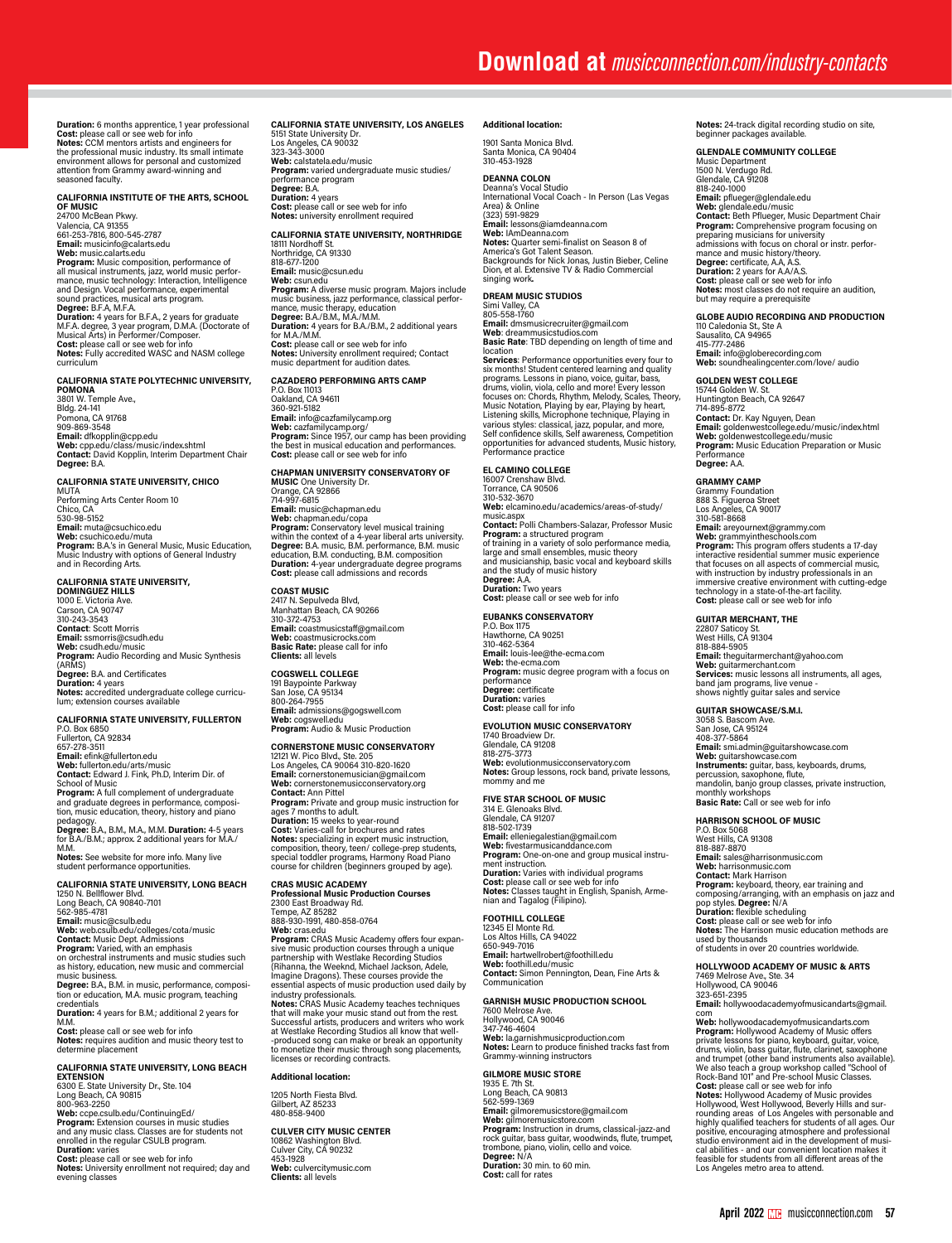**Duration:** 6 months apprentice, 1 year professional
**Cost:** please call or see web for info
**Notes:** CCM mentors artists and engineers for the professional music industry. Its small intimate environment allows for personal and customized attention from Grammy award-winning and seasoned faculty.

**CALIFORNIA INSTITUTE OF THE ARTS, SCHOOL OF MUSIC**
24700 McBean Pkwy.
Valencia, CA 91355
661-253-7816, 800-545-2787
**Email:** musicinfo@calarts.edu
**Web:** music.calarts.edu
**Program:** Music composition, performance of all musical instruments, jazz, world music performance, music technology: Interaction, Intelligence and Design. Vocal performance, experimental sound practices, musical arts program.
**Degree:** B.F.A, M.F.A.
**Duration:** 4 years for B.F.A., 2 years for graduate M.F.A. degree, 3 year program, D.M.A. (Doctorate of Musical Arts) in Performer/Composer.
**Cost:** please call or see web for info
**Notes:** Fully accredited WASC and NASM college curriculum

**CALIFORNIA STATE POLYTECHNIC UNIVERSITY, POMONA**
3801 W. Temple Ave.,
Bldg. 24-141
Pomona, CA 91768
909-869-3548
**Email:** dfkopplin@cpp.edu
**Web:** cpp.edu/class/music/index.shtml
**Contact:** David Kopplin, Interim Department Chair
**Degree:** B.A.

**CALIFORNIA STATE UNIVERSITY, CHICO**
MUTA
Performing Arts Center Room 10
Chico, CA
530-98-5152
**Email:** muta@csuchico.edu
**Web:** csuchico.edu/muta
**Program:** B.A.'s in General Music, Music Education, Music Industry with options of General Industry and in Recording Arts.

**CALIFORNIA STATE UNIVERSITY, DOMINGUEZ HILLS**
1000 E. Victoria Ave.
Carson, CA 90747
310-243-3543
**Contact**: Scott Morris
**Email:** ssmorris@csudh.edu
**Web:** csudh.edu/music
**Program:** Audio Recording and Music Synthesis (ARMS)
**Degree:** B.A. and Certificates
**Duration:** 4 years
**Notes:** accredited undergraduate college curriculum; extension courses available

**CALIFORNIA STATE UNIVERSITY, FULLERTON**
P.O. Box 6850
Fullerton, CA 92834
657-278-3511
**Email:** efink@fullerton.edu
**Web:** fullerton.edu/arts/music
**Contact:** Edward J. Fink, Ph.D, Interim Dir. of School of Music
**Program:** A full complement of undergraduate and graduate degrees in performance, composition, music education, theory, history and piano pedagogy.
**Degree:** B.A., B.M., M.A., M.M. **Duration:** 4-5 years for B.A./B.M.; approx. 2 additional years for M.A./M.M.
**Notes:** See website for more info. Many live student performance opportunities.

**CALIFORNIA STATE UNIVERSITY, LONG BEACH**
1250 N. Bellflower Blvd.
Long Beach, CA 90840-7101
562-985-4781
**Email:** music@csulb.edu
**Web:** web.csulb.edu/colleges/cota/music
**Contact:** Music Dept. Admissions
**Program:** Varied, with an emphasis on orchestral instruments and music studies such as history, education, new music and commercial music business.
**Degree:** B.A., B.M. in music, performance, composition or education, M.A. music program, teaching credentials
**Duration:** 4 years for B.M.; additional 2 years for M.M.
**Cost:** please call or see web for info
**Notes:** requires audition and music theory test to determine placement

**CALIFORNIA STATE UNIVERSITY, LONG BEACH EXTENSION**
6300 E. State University Dr., Ste. 104
Long Beach, CA 90815
800-963-2250
**Web:** ccpe.csulb.edu/ContinuingEd/
**Program:** Extension courses in music studies and any music class. Classes are for students not enrolled in the regular CSULB program.
**Duration:** varies
**Cost:** please call or see web for info
**Notes:** University enrollment not required; day and evening classes

**CALIFORNIA STATE UNIVERSITY, LOS ANGELES**
5151 State University Dr.
Los Angeles, CA 90032
323-343-3000
**Web:** calstatela.edu/music
**Program:** varied undergraduate music studies/performance program
**Degree:** B.A.
**Duration:** 4 years
**Cost:** please call or see web for info
**Notes:** university enrollment required

**CALIFORNIA STATE UNIVERSITY, NORTHRIDGE**
18111 Nordhoff St.
Northridge, CA 91330
818-677-1200
**Email:** music@csun.edu
**Web:** csun.edu
**Program:** A diverse music program. Majors include music business, jazz performance, classical performance, music therapy, education
**Degree:** B.A./B.M., M.A./M.M.
**Duration:** 4 years for B.A./B.M., 2 additional years for M.A./M.M.
**Cost:** please call or see web for info
**Notes:** University enrollment required; Contact music department for audition dates.

**CAZADERO PERFORMING ARTS CAMP**
P.O. Box 11013
Oakland, CA 94611
360-921-5182
**Email:** info@cazfamilycamp.org
**Web:** cazfamilycamp.org/
**Program:** Since 1957, our camp has been providing the best in musical education and performances.
**Cost:** please call or see web for info

**CHAPMAN UNIVERSITY CONSERVATORY OF MUSIC** One University Dr.
Orange, CA 92866
714-997-6815
**Email:** music@chapman.edu
**Web:** chapman.edu/copa
**Program:** Conservatory level musical training within the context of a 4-year liberal arts university.
**Degree:** B.A. music, B.M. performance, B.M. music education, B.M. conducting, B.M. composition
**Duration:** 4-year undergraduate degree programs
**Cost:** please call admissions and records

**COAST MUSIC**
2417 N. Sepulveda Blvd,
Manhattan Beach, CA 90266
310-372-4753
**Email:** coastmusicstaff@gmail.com
**Web:** coastmusicrocks.com
**Basic Rate:** please call for info
**Clients:** all levels

**COGSWELL COLLEGE**
191 Baypointe Parkway
San Jose, CA 95134
800-264-7955
**Email:** admissions@gogswell.com
**Web:** cogswell.edu
**Program:** Audio & Music Production

**CORNERSTONE MUSIC CONSERVATORY**
12121 W. Pico Blvd., Ste. 205
Los Angeles, CA 90064 310-820-1620
**Email:** cornerstonemusician@gmail.com
**Web:** cornerstonemusicconservatory.org
**Contact:** Ann Pittel
**Program:** Private and group music instruction for ages 7 months to adult.
**Duration:** 15 weeks to year-round
**Cost:** Varies-call for brochures and rates
**Notes:** specializing in expert music instruction, composition, theory, teen/ college-prep students, special toddler programs, Harmony Road Piano course for children (beginners grouped by age).

**CRAS MUSIC ACADEMY**
**Professional Music Production Courses**
2300 East Broadway Rd.
Tempe, AZ 85282
888-930-1991, 480-858-0764
**Web:** cras.edu
**Program:** CRAS Music Academy offers four expensive music production courses through a unique partnership with Westlake Recording Studios (Rihanna, the Weeknd, Michael Jackson, Adele, Imagine Dragons). These courses provide the essential aspects of music production used daily by industry professionals.
**Notes:** CRAS Music Academy teaches techniques that will make your music stand out from the rest. Successful artists, producers and writers who work at Westlake Recording Studios all know that well-produced song can make or break an opportunity to monetize their music through song placements, licenses or recording contracts.

**Additional location:**

1205 North Fiesta Blvd.
Gilbert, AZ 85233
480-858-9400

**CULVER CITY MUSIC CENTER**
10862 Washington Blvd.
Culver City, CA 90232
453-1928
**Web:** culvercitymusic.com
**Clients:** all levels

**Additional location:**

1901 Santa Monica Blvd.
Santa Monica, CA 90404
310-453-1928

**DEANNA COLON**
Deanna's Vocal Studio
International Vocal Coach - In Person (Las Vegas Area) & Online
(323) 591-9829
**Email:** lessons@iamdeanna.com
**Web:** IAmDeanna.com
**Notes:** Quarter semi-finalist on Season 8 of America's Got Talent Season.
Backgrounds for Nick Jonas, Justin Bieber, Celine Dion, et al. Extensive TV & Radio Commercial singing work**.**

**DREAM MUSIC STUDIOS**
Simi Valley, CA
805-558-1760
**Email:** dmsmusicrecruiter@gmail.com
**Web**: dreammusicstudios.com
**Basic Rate**: TBD depending on length of time and location
**Services**: Performance opportunities every four to six months! Student centered learning and quality programs. Lessons in piano, voice, guitar, bass, drums, violin, viola, cello and more! Every lesson focuses on: Chords, Rhythm, Melody, Scales, Theory, Music Notation, Playing by ear, Playing by heart, Listening skills, Microphone technique, Playing in various styles: classical, jazz, popular, and more, Self confidence skills, Self awareness, Competition opportunities for advanced students, Music history, Performance practice

**EL CAMINO COLLEGE**
16007 Crenshaw Blvd.
Torrance, CA 90506
310-532-3670
**Web:** elcamino.edu/academics/areas-of-study/music.aspx
**Contact:** Polli Chambers-Salazar, Professor Music
**Program:** a structured program of training in a variety of solo performance media, large and small ensembles, music theory and musicianship, basic vocal and keyboard skills and the study of music history
**Degree:** A.A.
**Duration:** Two years
**Cost:** please call or see web for info

**EUBANKS CONSERVATORY**
P.O. Box 1175
Hawthorne, CA 90251
310-462-5364
**Email:** louis-lee@the-ecma.com
**Web:** the-ecma.com
**Program:** music degree program with a focus on performance
**Degree:** certificate
**Duration:** varies
**Cost:** please call for info

**EVOLUTION MUSIC CONSERVATORY**
1740 Broadview Dr.
Glendale, CA 91208
818-275-3773
**Web:** evolutionmusicconservatory.com
**Notes:** Group lessons, rock band, private lessons, mommy and me

**FIVE STAR SCHOOL OF MUSIC**
314 E. Glenoaks Blvd.
Glendale, CA 91207
818-502-1739
**Email:** elleniegalestian@gmail.com
**Web:** fivestarmusicanddance.com
**Program:** One-on-one and group musical instrument instruction.
**Duration:** Varies with individual programs
**Cost:** please call or see web for info
**Notes:** Classes taught in English, Spanish, Armenian and Tagalog (Filipino).

**FOOTHILL COLLEGE**
12345 El Monte Rd.
Los Altos Hills, CA 94022
650-949-7016
**Email:** hartwellrobert@foothill.edu
**Web:** foothill.edu/music
**Contact:** Simon Pennington, Dean, Fine Arts & Communication

**GARNISH MUSIC PRODUCTION SCHOOL**
7600 Melrose Ave.
Hollywood, CA 90046
347-746-4604
**Web:** la.garnishmusicproduction.com
**Notes:** Learn to produce finished tracks fast from Grammy-winning instructors

**GILMORE MUSIC STORE**
1935 E. 7th St.
Long Beach, CA 90813
562-599-1369
**Email:** gilmoremusicstore@gmail.com
**Web:** gilmoremusicstore.com
**Program:** Instruction in drums, classical-jazz-and rock guitar, bass guitar, woodwinds, flute, trumpet, trombone, piano, violin, cello and voice.
**Degree:** N/A
**Duration:** 30 min. to 60 min.
**Cost:** call for rates

**Notes:** 24-track digital recording studio on site, beginner packages available.

**GLENDALE COMMUNITY COLLEGE**
Music Department
1500 N. Verdugo Rd.
Glendale, CA 91208
818-240-1000
**Email:** pflueger@glendale.edu
**Web:** glendale.edu/music
**Contact:** Beth Pflueger, Music Department Chair
**Program:** Comprehensive program focusing on preparing musicians for university admissions with focus on choral or instr. performance and music history/theory.
**Degree:** certificate, A.A, A.S.
**Duration:** 2 years for A.A/A.S.
**Cost:** please call or see web for info
**Notes:** most classes do not require an audition, but may require a prerequisite

**GLOBE AUDIO RECORDING AND PRODUCTION**
110 Caledonia St., Ste A
Sausalito, CA 94965
415-777-2486
**Email:** info@globerecording.com
**Web:** soundhealingcenter.com/love/ audio

**GOLDEN WEST COLLEGE**
15744 Golden W. St.
Huntington Beach, CA 92647
714-895-8772
**Contact:** Dr. Kay Nguyen, Dean
**Email:** goldenwestcollege.edu/music/index.html
**Web:** goldenwestcollege.edu/music
**Program:** Music Education Preparation or Music Performance
**Degree:** A.A.

**GRAMMY CAMP**
Grammy Foundation
888 S. Figueroa Street
Los Angeles, CA 90017
310-581-8668
**Email:** areyournext@grammy.com
**Web:** grammyintheschools.com
**Program:** This program offers students a 17-day interactive residential summer music experience that focuses on all aspects of commercial music, with instruction by industry professionals in an immersive creative environment with cutting-edge technology in a state-of-the-art facility.
**Cost:** please call or see web for info

**GUITAR MERCHANT, THE**
22807 Saticoy St.
West Hills, CA 91304
818-884-5905
**Email:** theguitarmerchant@yahoo.com
**Web:** guitarmerchant.com
**Services:** music lessons all instruments, all ages, band jam programs, live venue - shows nightly guitar sales and service

**GUITAR SHOWCASE/S.M.I.**
3058 S. Bascom Ave.
San Jose, CA 95124
408-377-5864
**Email:** smi.admin@guitarshowcase.com
**Web:** guitarshowcase.com
**Instruments:** guitar, bass, keyboards, drums, percussion, saxophone, flute, mandolin, banjo group classes, private instruction, monthly workshops
**Basic Rate:** Call or see web for info

**HARRISON SCHOOL OF MUSIC**
P.O. Box 5068
West Hills, CA 91308
818-887-8870
**Email:** sales@harrisonmusic.com
**Web:** harrisonmusic.com
**Contact:** Mark Harrison
**Program:** keyboard, theory, ear training and composing/arranging, with an emphasis on jazz and pop styles. **Degree:** N/A
**Duration:** flexible scheduling
**Cost:** please call or see web for info
**Notes:** The Harrison music education methods are used by thousands of students in over 20 countries worldwide.

**HOLLYWOOD ACADEMY OF MUSIC & ARTS**
7469 Melrose Ave., Ste. 34
Hollywood, CA 90046
323-651-2395
**Email:** hollywoodacademyofmusicandarts@gmail.com
**Web:** hollywoodacademyofmusicandarts.com
**Program:** Hollywood Academy of Music offers private lessons for piano, keyboard, guitar, voice, drums, violin, bass guitar, flute, clarinet, saxophone and trumpet (other band instruments also available). We also teach a group workshop called "School of Rock-Band 101" and Pre-school Music Classes.
**Cost:** please call or see web for info
**Notes:** Hollywood Academy of Music provides Hollywood, West Hollywood, Beverly Hills and surrounding areas of Los Angeles with personable and highly qualified teachers for students of all ages. Our positive, encouraging atmosphere and professional studio environment aid in the development of musical abilities - and our convenient location makes it feasible for students from all different areas of the Los Angeles metro area to attend.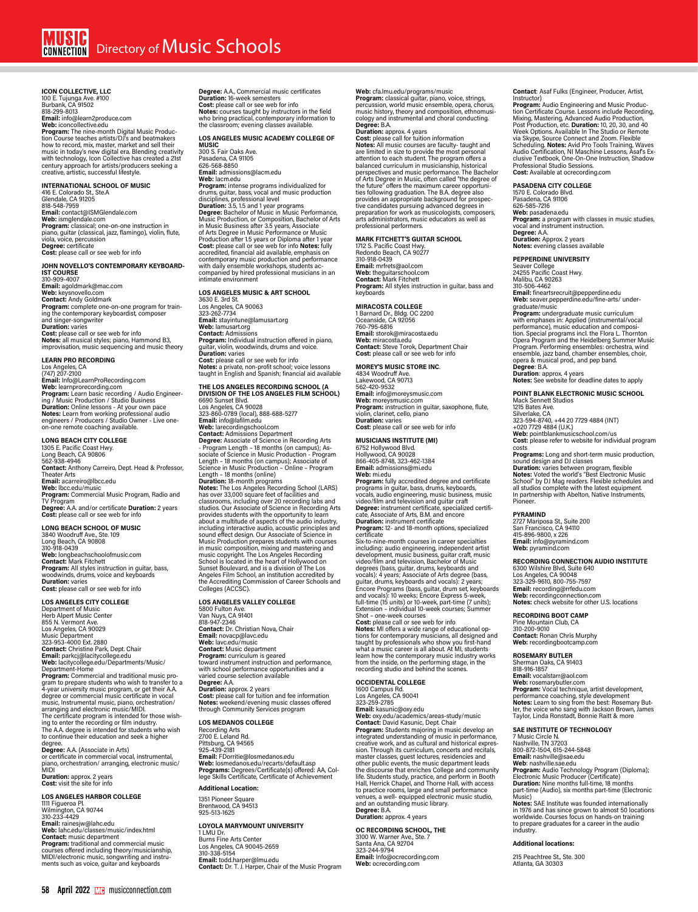# Directory of Music Schools

**ICON COLLECTIVE, LLC**
100 E. Tujunga Ave. #100
Burbank, CA 91502
818-299-8013
**Email:** info@learn2produce.com
**Web:** iconcollective.edu
**Program:** The nine-month Digital Music Production Course teaches artists/DJ's and beatmakers how to record, mix, master, market and sell their music in today's new digital era. Blending creativity with technology, Icon Collective has created a 21st century approach for artists/producers seeking a creative, artistic, successful lifestyle.

**INTERNATIONAL SCHOOL OF MUSIC**
416 E. Colorado St., Ste.A
Glendale, CA 91205
818-548-7959
**Email:** contact@ISMGlendale.com
**Web:** ismglendale.com
**Program:** classical; one-on-one instruction in piano, guitar (classical, jazz, flamingo), violin, flute, viola, voice, percussion
**Degree:** certificate
**Cost:** please call or see web for info

**JOHN NOVELLO'S CONTEMPORARY KEYBOARDIST COURSE**
310-909-4007
**Email:** agoldmark@mac.com
**Web:** keysnovello.com
**Contact:** Andy Goldmark
**Program:** complete one-on-one program for training the contemporary keyboardist, composer and singer-songwriter
**Duration:** varies
**Cost:** please call or see web for info
**Notes:** all musical styles; piano, Hammond B3, improvisation, music sequencing and music theory

**LEARN PRO RECORDING**
Los Angeles, CA
(747) 207-2100
**Email:** Info@LearnProRecording.com
**Web:** learnprorecording.com
**Program:** Learn basic recording / Audio Engineering / Music Production / Studio Business
**Duration:** Online lessons - At your own pace
**Notes:** Learn from working professional audio engineers / Producers / Studio Owner - Live one-on-one remote coaching available.

**LONG BEACH CITY COLLEGE**
1305 E. Pacific Coast Hwy.
Long Beach, CA 90806
562-938-4946
**Contact:** Anthony Carreiro, Dept. Head & Professor, Theater Arts
**Email:** acarreiro@lbcc.edu
**Web:** lbcc.edu/music
**Program:** Commercial Music Program, Radio and TV Program
**Degree:** A.A. and/or certificate **Duration:** 2 years
**Cost:** please call or see web for info

**LONG BEACH SCHOOL OF MUSIC**
3840 Woodruff Ave., Ste. 109
Long Beach, CA 90808
310-918-0439
**Web:** longbeachschoolofmusic.com
**Contact:** Mark Fitchett
**Program:** All styles instruction in guitar, bass, woodwinds, drums, voice and keyboards
**Duration:** varies
**Cost:** please call or see web for info

**LOS ANGELES CITY COLLEGE**
Department of Music
Herb Alpert Music Center
855 N. Vermont Ave.
Los Angeles, CA 90029
Music Department
323-953-4000 Ext. 2880
**Contact:** Christine Park, Dept. Chair
**Email:** parkcj@lacitycollege.edu
**Web:** lacitycollege.edu/Departments/Music/Department-Home
**Program:** Commercial and traditional music program to prepare students who wish to transfer to a 4-year university music program, or get their A.A. degree or commercial music certificate in vocal music, Instrumental music, piano, orchestration/arranging and electronic music/MIDI.
The certificate program is intended for those wishing to enter the recording or film industry.
The A.A. degree is intended for students who wish to continue their education and seek a higher degree.
**Degree:** A.A. (Associate in Arts) or certificate in commercial vocal, instrumental, piano, orchestration/ arranging, electronic music/ MIDI
**Duration:** approx. 2 years
**Cost:** visit the site for info

**LOS ANGELES HARBOR COLLEGE**
1111 Figueroa Pl.
Wilmington, CA 90744
310-233-4429
**Email:** rainesjw@lahc.edu
**Web:** lahc.edu/classes/music/index.html
**Contact:** music department
**Program:** traditional and commercial music courses offered including theory/musicianship, MIDI/electronic music, songwriting and instruments such as voice, guitar and keyboards
**Degree:** A.A., Commercial music certificates
**Duration:** 16-week semesters
**Cost:** please call or see web for info
**Notes:** courses taught by instructors in the field who bring practical, contemporary information to the classroom; evening classes available.

**LOS ANGELES MUSIC ACADEMY COLLEGE OF MUSIC**
300 S. Fair Oaks Ave.
Pasadena, CA 91105
626-568-8850
**Email:** admissions@lacm.edu
**Web:** lacm.edu
**Program:** intense programs individualized for drums, guitar, bass, vocal and music production disciplines, professional level
**Duration:** 3.5, 1.5 and 1 year programs
**Degree:** Bachelor of Music in Music Performance, Music Production, or Composition, Bachelor of Arts in Music Business after 3.5 years, Associate of Arts Degree in Music Performance or Music Production after 1.5 years or Diploma after 1 year
**Cost:** please call or see web for info **Notes:** fully accredited, financial aid available, emphasis on contemporary music production and performance with daily ensemble workshops, students accompanied by hired professional musicians in an intimate environment

**LOS ANGELES MUSIC & ART SCHOOL**
3630 E. 3rd St.
Los Angeles, CA 90063
323-262-7734
**Email:** stayintune@lamusart.org
**Web:** lamusart.org
**Contact:** Admissions
**Program:** Individual instruction offered in piano, guitar, violin, woodwinds, drums and voice.
**Duration:** varies
**Cost:** please call or see web for info
**Notes:** a private, non-profit school; voice lessons taught in English and Spanish; financial aid available

**THE LOS ANGELES RECORDING SCHOOL (A DIVISION OF THE LOS ANGELES FILM SCHOOL)**
6690 Sunset Blvd.
Los Angeles, CA 90028
323-860-0789 (local), 888-688-5277
**Email** info@lafilm.edu
**Web:** larecordingschool.com
**Contact:** Admissions Department
**Degree:** Associate of Science in Recording Arts - Program Length – 18 months (on campus); Associate of Science in Music Production - Program Length – 18 months (on campus); Associate of Science in Music Production – Online – Program Length – 18 months (online)
**Duration:** 18-month programs
**Notes:** The Los Angeles Recording School (LARS) has over 33,000 square feet of facilities and classrooms, including over 20 recording labs and studios. Our Associate of Science in Recording Arts provides students with the opportunity to learn about a multitude of aspects of the audio industry, including interactive audio, acoustic principles and sound effect design. Our Associate of Science in Music Production prepares students with courses in music composition, mixing and mastering and music copyright. The Los Angeles Recording School is located in the heart of Hollywood on Sunset Boulevard, and is a division of The Los Angeles Film School, an institution accredited by the Accrediting Commission of Career Schools and Colleges (ACCSC).

**LOS ANGELES VALLEY COLLEGE**
5800 Fulton Ave.
Van Nuys, CA 91401
818-947-2346
**Contact:** Dr. Christian Nova, Chair
**Email:** novacp@lavc.edu
**Web:** lavc.edu/music
**Contact:** Music department
**Program:** curriculum is geared toward instrument instruction and performance, with school performance opportunities and a varied course selection available
**Degree:** A.A.
**Duration:** approx. 2 years
**Cost:** please call for tuition and fee information
**Notes:** weekend/evening music classes offered through Community Services program

**LOS MEDANOS COLLEGE**
Recording Arts
2700 E. Leland Rd.
Pittsburg, CA 94565
925-439-2181
**Email:** Fdontie@losmedanos.edu
**Web:** losmedanos.edu/recarts/default.asp
**Programs:** Degrees/Certificate(s) offered: AA, College Skills Certificate, Certificate of Achievement

**Additional Location:**

1351 Pioneer Square
Brentwood, CA 94513
925-513-1625

**LOYOLA MARYMOUNT UNIVERSITY**
1 LMU Dr.
Burns Fine Arts Center
Los Angeles, CA 90045-2659
310-338-5154
**Email:** todd.harper@lmu.edu
**Contact:** Dr. T. J. Harper, Chair of the Music Program
**Web:** cfa.lmu.edu/programs/music
**Program:** classical guitar, piano, voice, strings, percussion, world music ensemble, opera, chorus, music history, theory and composition, ethnomusicology and instrumental and choral conducting.
**Degree:** B.A.
**Duration:** approx. 4 years
**Cost:** please call for tuition information
**Notes:** All music courses are faculty- taught and are limited in size to provide the most personal attention to each student. The program offers a balanced curriculum in musicianship, historical perspectives and music performance. The Bachelor of Arts Degree in Music, often called "the degree of the future" offers the maximum career opportunities following graduation. The B.A. degree also provides an appropriate background for prospective candidates pursuing advanced degrees in preparation for work as musicologists, composers, arts administrators, music educators as well as professional performers.

**MARK FITCHETT'S GUITAR SCHOOL**
1712 S. Pacific Coast Hwy.
Redondo Beach, CA 90277
310-918-0439
**Email:** mrfrets@aol.com
**Web:** theguitarschool.com
**Contact:** Mark Fitchett
**Program:** All styles instruction in guitar, bass and keyboards

**MIRACOSTA COLLEGE**
1 Barnard Dr., Bldg. OC 2200
Oceanside, CA 92056
760-795-6816
**Email:** storok@miracosta.edu
**Web:** miracosta.edu
**Contact:** Steve Torok, Department Chair
**Cost:** please call or see web for info

**MOREY'S MUSIC STORE INC**.
4834 Woodruff Ave.
Lakewood, CA 90713
562-420-9532
**Email:** info@moreysmusic.com
**Web:** moreysmusic.com
**Program:** instruction in guitar, saxophone, flute, violin, clarinet, cello, piano
**Duration:** varies
**Cost:** please call or see web for info

**MUSICIANS INSTITUTE (MI)**
6752 Hollywood Blvd.
Hollywood, CA 90028
866-405-8748, 323-462-1384
**Email:** admissions@mi.edu
**Web:** mi.edu
**Program:** fully accredited degree and certificate programs in guitar, bass, drums, keyboards, vocals, audio engineering, music business, music video/film and television and guitar craft
**Degree:** instrument certificate, specialized certificate, Associate of Arts, B.M. and encore
**Duration:** instrument certificate
**Program:** 12- and 18-month options, specialized certificate
Six-to-nine-month courses in career specialties including: audio engineering, independent artist development, music business, guitar craft, music video/film and television, Bachelor of Music degrees (bass, guitar, drums, keyboards and vocals): 4 years; Associate of Arts degree (bass, guitar, drums, keyboards and vocals): 2 years; Encore Programs (bass, guitar, drum set, keyboards and vocals): 10 weeks; Encore Express 5-week, full-time (15 units) or 10-week, part-time (7 units); Extension – individual 10-week courses; Summer Shot – one-week courses
**Cost:** please call or see web for info
**Notes:** MI offers a wide range of educational options for contemporary musicians, all designed and taught by professionals who show you first-hand what a music career is all about. At MI, students learn how the contemporary music industry works from the inside, on the performing stage, in the recording studio and behind the scenes.

**OCCIDENTAL COLLEGE**
1600 Campus Rd.
Los Angeles, CA 90041
323-259-2785
**Email:** kasunic@oxy.edu
**Web:** oxy.edu/academics/areas-study/music
**Contact:** David Kasunic, Dept. Chair
**Program:** Students majoring in music develop an integrated understanding of music in performance, creative work, and as cultural and historical expression. Through its curriculum, concerts and recitals, master classes, guest lectures, residencies and other public events, the music department leads the discourse that enriches College and community life. Students study, practice, and perform in Booth Hall, Herrick Chapel, and Thorne Hall, with access to practice rooms, large and small performance venues, a well- equipped electronic music studio, and an outstanding music library.
**Degree:** B.A.
**Duration:** approx. 4 years

**OC RECORDING SCHOOL, THE**
3100 W. Warner Ave., Ste. 7
Santa Ana, CA 92704
323-244-9794
**Email:** Info@ocrecording.com
**Web:** ocrecording.com
**Contact**: Asaf Fulks (Engineer, Producer, Artist, Instructor)
**Program:** Audio Engineering and Music Production Certificate Course. Lessons include Recording, Mixing, Mastering, Advanced Audio Production, Post Production, etc. **Duration:** 10, 20, 30, and 40 Week Options. Available In The Studio or Remote via Skype, Source Connect and Zoom. Flexible Scheduling. **Notes:** Avid Pro Tools Training, Waves Audio Certification, NI Maschine Lessons, Asaf's Exclusive Textbook, One-On-One Instruction, Shadow Professional Studio Sessions.
**Cost:** Available at ocrecording.com

**PASADENA CITY COLLEGE**
1570 E. Colorado Blvd.
Pasadena, CA 91106
626-585-7216
**Web:** pasadena.edu
**Program:** a program with classes in music studies, vocal and instrument instruction.
**Degree:** A.A.
**Duration:** Approx. 2 years
**Notes:** evening classes available

**PEPPERDINE UNIVERSITY**
Seaver College
24255 Pacific Coast Hwy.
Malibu, CA 90263
310-506-4462
**Email:** fineartsrecruit@pepperdine.edu
**Web:** seaver.pepperdine.edu/fine-arts/ undergraduate/music
**Program:** undergraduate music curriculum with emphases in: Applied (instrumental/vocal performance), music education and composition. Special programs incl. the Flora L. Thornton Opera Program and the Heidelberg Summer Music Program. Performing ensembles: orchestra, wind ensemble, jazz band, chamber ensembles, choir, opera & musical prod., and pep band.
**Degree**: B.A.
**Duration**: approx. 4 years
**Notes:** See website for deadline dates to apply

**POINT BLANK ELECTRONIC MUSIC SCHOOL**
Mack Sennett Studios
1215 Bates Ave.
Silverlake, CA
323-594-8740, +44 20 7729 4884 (INT)
+020 7729 4884 (U.K.)
**Web:** pointblankmusicschool.com/us
**Cost:** please refer to website for individual program costs
**Programs:** Long and short-term music production, sound design and DJ classes
**Duration:** varies between program, flexible
**Notes:** Voted the world's "Best Electronic Music School" by DJ Mag readers. Flexible schedules and all studios complete with the latest equipment. In partnership with Ableton, Native Instruments, Pioneer.

**PYRAMIND**
2727 Mariposa St., Suite 200
San Francisco, CA 94110
415-896-9800, x 226
**Email:** info@pyramind.com
**Web:** pyramind.com

**RECORDING CONNECTION AUDIO INSTITUTE**
6300 Wilshire Blvd, Suite 640
Los Angeles, CA 90048
323-329-9610, 800-755-7597
**Email:** recording@rrfedu.com
**Web:** recordingconnection.com
**Notes:** check website for other U.S. locations

**RECORDING BOOT CAMP**
Pine Mountain Club, CA
310-200-9010
**Contact:** Ronan Chris Murphy
**Web:** recordingbootcamp.com

**ROSEMARY BUTLER**
Sherman Oaks, CA 91403
818-916-1857
**Email:** vocalstarr@aol.com
**Web:** rosemarybutler.com
**Program:** Vocal technique, artist development, performance coaching, style development
**Notes:** Learn to sing from the best: Rosemary Butler, the voice who sang with Jackson Brown, James Taylor, Linda Ronstadt, Bonnie Raitt & more

**SAE INSTITUTE OF TECHNOLOGY**
7 Music Circle N.
Nashville, TN 37203
800-872-1504, 615-244-5848
**Email:** nashville@sae.edu
**Web**: nashville.sae.edu
**Program:** Audio Technology Program (Diploma); Electronic Music Producer (Certificate)
**Duration:** Nine months full-time, 18 months part-time (Audio), six months part-time (Electronic Music)
**Notes:** SAE Institute was founded internationally in 1976 and has since grown to almost 50 locations worldwide. Courses focus on hands-on training to prepare graduates for a career in the audio industry.

**Additional locations:**

215 Peachtree St., Ste. 300
Atlanta, GA 30303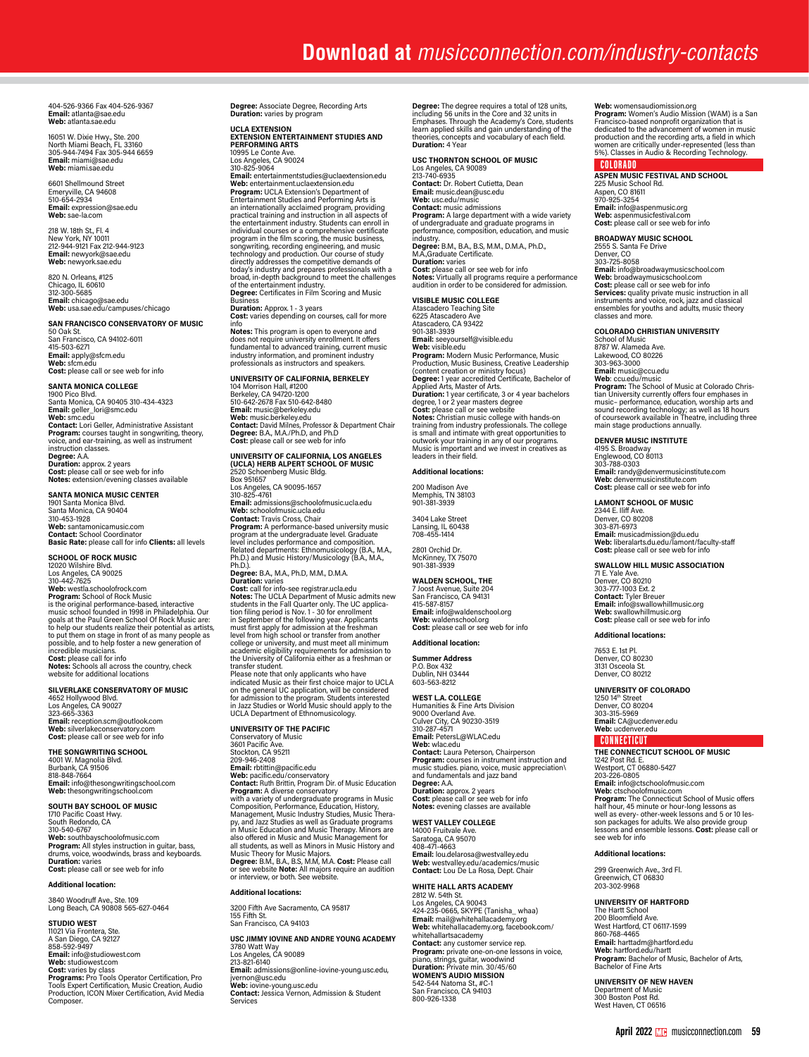404-526-9366 Fax 404-526-9367
**Email:** atlanta@sae.edu
**Web:** atlanta.sae.edu

16051 W. Dixie Hwy., Ste. 200
North Miami Beach, FL 33160
305-944-7494 Fax 305-944 6659
**Email:** miami@sae.edu
**Web:** miami.sae.edu

6601 Shellmound Street
Emeryville, CA 94608
510-654-2934
**Email:** expression@sae.edu
**Web:** sae-la.com

218 W. 18th St., Fl. 4
New York, NY 10011
212-944-9121 Fax 212-944-9123
**Email:** newyork@sae.edu
**Web:** newyork.sae.edu

820 N. Orleans, #125
Chicago, IL 60610
312-300-5685
**Email:** chicago@sae.edu
**Web:** usa.sae.edu/campuses/chicago

**SAN FRANCISCO CONSERVATORY OF MUSIC**
50 Oak St.
San Francisco, CA 94102-6011
415-503-6271
**Email:** apply@sfcm.edu
**Web:** sfcm.edu
**Cost:** please call or see web for info

**SANTA MONICA COLLEGE**
1900 Pico Blvd.
Santa Monica, CA 90405 310-434-4323
**Email:** geller_lori@smc.edu
**Web:** smc.edu
**Contact:** Lori Geller, Administrative Assistant
**Program:** courses taught in songwriting, theory, voice, and ear-training, as well as instrument instruction classes.
**Degree:** A.A.
**Duration:** approx. 2 years
**Cost:** please call or see web for info
**Notes:** extension/evening classes available

**SANTA MONICA MUSIC CENTER**
1901 Santa Monica Blvd.
Santa Monica, CA 90404
310-453-1928
**Web:** santamonicamusic.com
**Contact:** School Coordinator
**Basic Rate:** please call for info **Clients:** all levels

**SCHOOL OF ROCK MUSIC**
12020 Wilshire Blvd.
Los Angeles, CA 90025
310-442-7625
**Web:** westla.schoolofrock.com
**Program:** School of Rock Music is the original performance-based, interactive music school founded in 1998 in Philadelphia. Our goals at the Paul Green School Of Rock Music are: to help our students realize their potential as artists, to put them on stage in front of as many people as possible, and to help foster a new generation of incredible musicians.
**Cost:** please call for info
**Notes:** Schools all across the country, check website for additional locations

**SILVERLAKE CONSERVATORY OF MUSIC**
4652 Hollywood Blvd.
Los Angeles, CA 90027
323-665-3363
**Email:** reception.scm@outlook.com
**Web:** silverlakeconservatory.com
**Cost:** please call or see web for info

**THE SONGWRITING SCHOOL**
4001 W. Magnolia Blvd.
Burbank, CA 91506
818-848-7664
**Email:** info@thesongwritingschool.com
**Web:** thesongwritingschool.com

**SOUTH BAY SCHOOL OF MUSIC**
1710 Pacific Coast Hwy.
South Redondo, CA
310-540-6767
**Web:** southbayschoolofmusic.com
**Program:** All styles instruction in guitar, bass, drums, voice, woodwinds, brass and keyboards.
**Duration:** varies
**Cost:** please call or see web for info

**Additional location:**

3840 Woodruff Ave., Ste. 109
Long Beach, CA 90808 565-627-0464

**STUDIO WEST**
11021 Via Frontera, Ste.
A San Diego, CA 92127
858-592-9497
**Email:** info@studiowest.com
**Web:** studiowest.com
**Cost:** varies by class
**Programs:** Pro Tools Operator Certification, Pro Tools Expert Certification, Music Creation, Audio Production, ICON Mixer Certification, Avid Media Composer.

**Degree:** Associate Degree, Recording Arts
**Duration:** varies by program

**UCLA EXTENSION EXTENSION ENTERTAINMENT STUDIES AND PERFORMING ARTS**
10995 Le Conte Ave.
Los Angeles, CA 90024
310-825-9064
**Email:** entertainmentstudies@uclaextension.edu
**Web:** entertainment.uclaextension.edu
**Program:** UCLA Extension's Department of Entertainment Studies and Performing Arts is an internationally acclaimed program, providing practical training and instruction in all aspects of the entertainment industry. Students can enroll in individual courses or a comprehensive certificate program in the film scoring, the music business, songwriting, recording engineering, and music technology and production. Our course of study directly addresses the competitive demands of today's industry and prepares professionals with a broad, in-depth background to meet the challenges of the entertainment industry.
**Degree:** Certificates in Film Scoring and Music Business
**Duration:** Approx. 1 - 3 years
**Cost:** varies depending on courses, call for more info
**Notes:** This program is open to everyone and does not require university enrollment. It offers fundamental to advanced training, current music industry information, and prominent industry professionals as instructors and speakers.

**UNIVERSITY OF CALIFORNIA, BERKELEY**
104 Morrison Hall, #1200
Berkeley, CA 94720-1200
510-642-2678 Fax 510-642-8480
**Email:** music@berkeley.edu
**Web:** music.berkeley.edu
**Contact:** David Milnes, Professor & Department Chair
**Degree:** B.A., M.A./Ph.D, and Ph.D
**Cost:** please call or see web for info

**UNIVERSITY OF CALIFORNIA, LOS ANGELES (UCLA) HERB ALPERT SCHOOL OF MUSIC**
2520 Schoenberg Music Bldg.
Box 951657
Los Angeles, CA 90095-1657
310-825-4761
**Email:** admissions@schoolofmusic.ucla.edu
**Web:** schoolofmusic.ucla.edu
**Contact:** Travis Cross, Chair
**Program:** A performance-based university music program at the undergraduate level. Graduate level includes performance and composition. Related departments: Ethnomusicology (B.A., M.A., Ph.D.) and Music History/Musicology (B.A., M.A., Ph.D.).
**Degree:** B.A., M.A., Ph.D, M.M., D.M.A.
**Duration:** varies
**Cost:** call for info-see registrar.ucla.edu
**Notes:** The UCLA Department of Music admits new students in the Fall Quarter only. The UC application filing period is Nov. 1 - 30 for enrollment in September of the following year. Applicants must first apply for admission at the freshman level from high school or transfer from another college or university, and must meet all minimum academic eligibility requirements for admission to the University of California either as a freshman or transfer student.
Please note that only applicants who have indicated Music as their first choice major to UCLA on the general UC application, will be considered for admission to the program. Students interested in Jazz Studies or World Music should apply to the UCLA Department of Ethnomusicology.

**UNIVERSITY OF THE PACIFIC**
Conservatory of Music
3601 Pacific Ave.
Stockton, CA 95211
209-946-2408
**Email:** rbrittin@pacific.edu
**Web:** pacific.edu/conservatory
**Contact:** Ruth Brittin, Program Dir. of Music Education
**Program:** A diverse conservatory with a variety of undergraduate programs in Music Composition, Performance, Education, History, Management, Music Industry Studies, Music Therapy, and Jazz Studies as well as Graduate programs in Music Education and Music Therapy. Minors are also offered in Music and Music Management for all students, as well as Minors in Music History and Music Theory for Music Majors.
**Degree:** B.M., B.A., B.S, M.M, M.A. **Cost:** Please call or see website **Note:** All majors require an audition or interview, or both. See website.

**Additional locations:**

3200 Fifth Ave Sacramento, CA 95817
155 Fifth St.
San Francisco, CA 94103

**USC JIMMY IOVINE AND ANDRE YOUNG ACADEMY**
3780 Watt Way
Los Angeles, CA 90089
213-821-6140
**Email:** admissions@online-iovine-young.usc.edu, jvernon@usc.edu
**Web:** iovine-young.usc.edu
**Contact:** Jessica Vernon, Admission & Student Services

**Degree:** The degree requires a total of 128 units, including 56 units in the Core and 32 units in Emphases. Through the Academy's Core, students learn applied skills and gain understanding of the theories, concepts and vocabulary of each field.
**Duration:** 4 Year

**USC THORNTON SCHOOL OF MUSIC**
Los Angeles, CA 90089
213-740-6935
**Contact:** Dr. Robert Cutietta, Dean
**Email:** music.dean@usc.edu
**Web:** usc.edu/music
**Contact:** music admissions
**Program:** A large department with a wide variety of undergraduate and graduate programs in performance, composition, education, and music industry.
**Degree:** B.M., B.A., B.S, M.M., D.M.A., Ph.D., M.A.,Graduate Certificate.
**Duration:** varies
**Cost:** please call or see web for info
**Notes:** Virtually all programs require a performance audition in order to be considered for admission.

**VISIBLE MUSIC COLLEGE**
Atascadero Teaching Site
6225 Atascadero Ave
Atascadero, CA 93422
901-381-3939
**Email:** seeyourself@visible.edu
**Web:** visible.edu
**Program:** Modern Music Performance, Music Production, Music Business, Creative Leadership (content creation or ministry focus)
**Degree:** 1 year accredited Certificate, Bachelor of Applied Arts, Master of Arts.
**Duration:** 1 year certificate, 3 or 4 year bachelors degree, 1 or 2 year masters degree
**Cost:** please call or see website
**Notes:** Christian music college with hands-on training from industry professionals. The college is small and intimate with great opportunities to outwork your training in any of our programs. Music is important and we invest in creatives as leaders in their field.

**Additional locations:**

200 Madison Ave
Memphis, TN 38103
901-381-3939

3404 Lake Street
Lansing, IL 60438
708-455-1414

2801 Orchid Dr.
McKinney, TX 75070
901-381-3939

**WALDEN SCHOOL, THE**
7 Joost Avenue, Suite 204
San Francisco, CA 94131
415-587-8157
**Email:** info@waldenschool.org
**Web:** waldenschool.org
**Cost:** please call or see web for info

**Additional location:**

**Summer Address**
P.O. Box 432
Dublin, NH 03444
603-563-8212

**WEST L.A. COLLEGE**
Humanities & Fine Arts Division
9000 Overland Ave.
Culver City, CA 90230-3519
310-287-4571
**Email:** PetersL@WLAC.edu
**Web:** wlac.edu
**Contact:** Laura Peterson, Chairperson
**Program:** courses in instrument instruction and music studies. piano, voice, music appreciation\ and fundamentals and jazz band
**Degree:** A.A.
**Duration:** approx. 2 years
**Cost:** please call or see web for info
**Notes:** evening classes are available

**WEST VALLEY COLLEGE**
14000 Fruitvale Ave.
Saratoga, CA 95070
408-471-4663
**Email:** lou.delarosa@westvalley.edu
**Web:** westvalley.edu/academics/music
**Contact:** Lou De La Rosa, Dept. Chair

**WHITE HALL ARTS ACADEMY**
2812 W. 54th St.
Los Angeles, CA 90043
424-235-0665, SKYPE (Tanisha_ whaa)
**Email:** mail@whitehallacademy.org
**Web:** whitehallacademy.org, facebook.com/whitehallartsacademy
**Contact:** any customer service rep.
**Program:** private one-on-one lessons in voice, piano, strings, guitar, woodwind
**Duration:** Private min. 30/45/60

**WOMEN'S AUDIO MISSION**
542-544 Natoma St., #C-1
San Francisco, CA 94103
800-926-1338
**Web:** womensaudiomission.org
**Program:** Women's Audio Mission (WAM) is a San Francisco-based nonprofit organization that is dedicated to the advancement of women in music production and the recording arts, a field in which women are critically under-represented (less than 5%). Classes in Audio & Recording Technology.

## COLORADO

**ASPEN MUSIC FESTIVAL AND SCHOOL**
225 Music School Rd.
Aspen, CO 81611
970-925-3254
**Email:** info@aspenmusic.org
**Web:** aspenmusicfestival.com
**Cost:** please call or see web for info

**BROADWAY MUSIC SCHOOL**
2555 S. Santa Fe Drive
Denver, CO
303-725-8058
**Email:** info@broadwaymusicschool.com
**Web:** broadwaymusicschool.com
**Cost:** please call or see web for info
**Services:** quality private music instruction in all instruments and voice, rock, jazz and classical ensembles for youths and adults, music theory classes and more.

**COLORADO CHRISTIAN UNIVERSITY**
School of Music
8787 W. Alameda Ave.
Lakewood, CO 80226
303-963-3000
**Email:** music@ccu.edu
**Web:** ccu.edu/music
**Program:** The School of Music at Colorado Christian University currently offers four emphases in music– performance, education, worship arts and sound recording technology; as well as 18 hours of coursework available in Theatre, including three main stage productions annually.

**DENVER MUSIC INSTITUTE**
4195 S. Broadway
Englewood, CO 80113
303-788-0303
**Email:** randy@denvermusicinstitute.com
**Web:** denvermusicinstitute.com
**Cost:** please call or see web for info

**LAMONT SCHOOL OF MUSIC**
2344 E. Iliff Ave.
Denver, CO 80208
303-871-6973
**Email:** musicadmission@du.edu
**Web:** liberalarts.du.edu/lamont/faculty-staff
**Cost:** please call or see web for info

**SWALLOW HILL MUSIC ASSOCIATION**
71 E. Yale Ave.
Denver, CO 80210
303-777-1003 Ext. 2
**Contact:** Tyler Breuer
**Email:** info@swallowhillmusic.org
**Web:** swallowhillmusic.org
**Cost:** please call or see web for info

**Additional locations:**

7653 E. 1st Pl.
Denver, CO 80230
3131 Osceola St.
Denver, CO 80212

**UNIVERSITY OF COLORADO**
1250 14th Street
Denver, CO 80204
303-315-5969
**Email:** CA@ucdenver.edu
**Web:** ucdenver.edu

## CONNECTICUT

**THE CONNECTICUT SCHOOL OF MUSIC**
1242 Post Rd. E.
Westport, CT 06880-5427
203-226-0805
**Email:** info@ctschoolofmusic.com
**Web:** ctschoolofmusic.com
**Program:** The Connecticut School of Music offers half hour, 45 minute or hour-long lessons as well as every- other-week lessons and 5 or 10 lesson packages for adults. We also provide group lessons and ensemble lessons. **Cost:** please call or see web for info

**Additional locations:**

299 Greenwich Ave., 3rd Fl.
Greenwich, CT 06830
203-302-9968

**UNIVERSITY OF HARTFORD**
The Hartt School
200 Bloomfield Ave.
West Hartford, CT 06117-1599
860-768-4465
**Email:** harttadm@hartford.edu
**Web:** hartford.edu/hartt
**Program:** Bachelor of Music, Bachelor of Arts, Bachelor of Fine Arts

**UNIVERSITY OF NEW HAVEN**
Department of Music
300 Boston Post Rd.
West Haven, CT 06516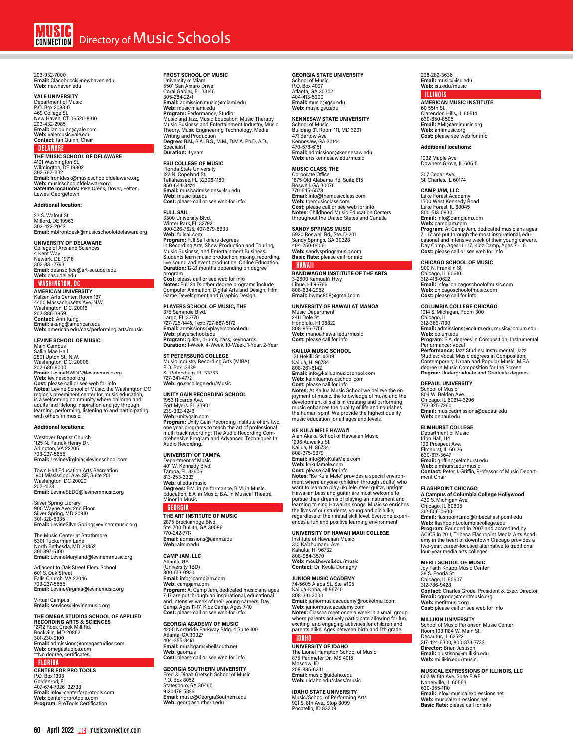# Directory of Music Schools

203-932-7000
**Email:** Clacobucci@newhaven.edu
**Web:** newhaven.edu

**YALE UNIVERSITY**
Department of Music
P.O. Box 208310
469 College St.
New Haven, CT 06520-8310
203-432-2985
**Email:** ian.quinn@yale.com
**Web:** yalemusic.yale.edu
**Contact:** Ian Quinn, Chair

## DELAWARE

**THE MUSIC SCHOOL OF DELAWARE**
4101 Washington St.
Wilmington, DE 19802
302-762-1132
**Email:** frontdesk@musicschoolofdelaware.org
**Web:** musicschoolofdelaware.org
**Satellite locations:** Pike Creek, Dover, Felton, Lewes, Georgetown

**Additional location:**

23 S. Walnut St.
Milford, DE 19963
302-422-2043
**Email:** mbfrontdesk@musicschoolofdelaware.org

**UNIVERSITY OF DELAWARE**
College of Arts and Sciences
4 Kent Way
Newark, DE 19716
302-831-2793
**Email:** deansoffice@art-sci.udel.edu
**Web:** cas.udel.edu

## WASHINGTON, DC

**AMERICAN UNIVERSITY**
Katzen Arts Center, Room 137
4400 Massachusetts Ave. N.W.
Washington, D.C. 20016
202-885-3859
**Contact:** Ann Kang
**Email:** akang@american.edu
**Web:** american.edu/cas/performing-arts/music

**LEVINE SCHOOL OF MUSIC**
Main Campus
Sallie Mae Hall
2801 Upton St., N.W.
Washington, D.C. 20008
202-686-8000
**Email:** LevineNWDC@levinemusic.org
**Web:** levineschool.org
**Cost:** please call or see web for info
**Notes:** Levine School of Music, the Washington DC region's preeminent center for music education, is a welcoming community where children and adults find lifelong inspiration and joy through learning, performing, listening to and participating with others in music.

**Additional locations:**

Westover Baptist Church
1125 N. Patrick Henry Dr.
Arlington, VA 22205
703-237-5655
**Email:** LevineVirginia@levinemusic.com

Town Hall Education Arts Recreation
1901 Mississippi Ave. SE, Suite 201
Washington, DC 20020
202-4123
**Email:** LevineSEDC@levinemmusic.org

Silver Spring Library
900 Wayne Ave., 2nd Floor
Silver Spring, MD 20910
301-328-5335
**Email:** LevineSilverSpring@evinemmusic.org

The Music Center at Strathmore
5301 Tuckerman Lane
North Bethesda, MD 20852
301-897-5100
**Email:** LevineMaryland@levinemmusic.org

Adjacent to Oak Street Elem. School
601 S. Oak Street
Falls Church, VA 22046
703-237-5655
**Email:** LevineVirginia@levinemusic.org

Virtual Campus
**Email:** services@levinemusic.org

**THE OMEGA STUDIOS SCHOOL OF APPLIED RECORDING ARTS & SCIENCES**
12712 Rock Creek Mill Rd.
Rockville, MD 20852
301-230-9100
**Email:** admissions@omegastudios.com
**Web:** omegastudios.com
**No degree, certificates.

## FLORIDA

**CENTER FOR PRO TOOLS**
P.O. Box 1393
Goldenrod, FL
407-674-7926 32733
**Email:** info@centerforprotools.com
**Web**: centerforprotools.com
**Program:** ProTools Certification

**FROST SCHOOL OF MUSIC**
University of Miami
5501 San Amaro Drive
Coral Gables, FL 33146
305-284-2241
**Email:** admission.music@miami.edu
**Web:** music.miami.edu
**Program:** Performance, Studio Music and Jazz, Music Education, Music Therapy, Music Business and Entertainment Industry, Music Theory, Music Engineering Technology, Media Writing and Production
**Degree:** B.M., B.A., B.S., M.M., D.M.A, Ph.D, A.D., Specialist
**Duration:** 4 years

**FSU COLLEGE OF MUSIC**
Florida State University
122 N. Copeland St.
Tallahassee, FL 32306-1180
850-644-3424
**Email:** musicadmissions@fsu.edu
**Web:** music.fsu.edu
**Cost:** please call or see web for info

**FULL SAIL**
3300 University Blvd.
Winter Park, FL 32792
800-226-7625, 407-679-6333
**Web:** fullsail.com
**Program:** Full Sail offers degrees in Recording Arts, Show Production and Touring, Music Business, and Entertainment Business. Students learn music production, mixing, recording, live sound and event production. Online Education.
**Duration:** 12-21 months depending on degree program
**Cost:** please call or see web for info
**Notes:** Full Sail's other degree programs include Computer Animation, Digital Arts and Design, Film, Game Development and Graphic Design.

**PLAYERS SCHOOL OF MUSIC, THE**
375 Seminole Blvd.
Largo, FL 33770
727-725-1445, Text: 727-687-5172
**Email:** admissions@playerschool.edu
**Web:** playerschool.edu
**Program:** guitar, drums, bass, keyboards
**Duration:** 1-Week, 4-Week, 10-Week, 1-Year, 2-Year

**ST PETERSBURG COLLEGE**
Music Industry Recording Arts (MIRA)
P.O. Box 13489
St. Petersburg, FL 33733
727-341-4772
**Web:** go.spcollege.edu/Music

**UNITY GAIN RECORDING SCHOOL**
1953 Ricardo Ave.
Fort Myers, FL 33901
239-332-4246
**Web:** unitygain.com
**Program:** Unity Gain Recording Institute offers two, one year programs to teach the art of professional multi track recording: The Audio Recording Comprehensive Program and Advanced Techniques In Audio Recording.

**UNIVERSITY OF TAMPA**
Department of Music
401 W. Kennedy Blvd.
Tampa, FL 33606
813-253-3333
**Web:** ut.edu/music
**Degrees:** B.M. in performance, B.M. in Music Education, B.A. in Music, B.A. in Musical Theatre, Minor in Music

## GEORGIA

**THE ART INSTITUTE OF MUSIC**
2875 Breckinridge Blvd.,
Ste. 700 Duluth, GA 30096
770-242-7717
**Email:** admissions@aimm.edu
**Web:** aimm.edu

**CAMP JAM, LLC**
Atlanta, GA
(University TBD)
800-513-0930
**Email:** info@campjam.com
**Web:** campjam.com
**Program:** At Camp Jam, dedicated musicians ages 7-17 are put through an inspirational, educational and intensive week of their young careers. Day Camp, Ages 11-17, Kidz Camp, Ages 7-10
**Cost:** please call or see web for info

**GEORGIA ACADEMY OF MUSIC**
4200 Northside Parkway Bldg. 4 Suite 100
Atlanta, GA 30327
404-355-3451
**Email:** musicgam@bellsouth.net
**Web:** gaom.us
**Cost:** please call or see web for info

**GEORGIA SOUTHERN UNIVERSITY**
Fred & Dinah Gretsch School of Music
P.O. Box 8052
Statesboro, GA 30460
9120478-5396
**Email:** music@GeorgiaSouthern.edu
**Web:** georgiasouthern.edu

**GEORGIA STATE UNIVERSITY**
School of Music
P.O. Box 4097
Atlanta, GA 30302
404-413-5900
**Email:** music@gsu.edu
**Web:** music.gsu.edu

**KENNESAW STATE UNIVERSITY**
School of Music
Building 31, Room 111, MD 3201
471 Bartow Ave.
Kennesaw, GA 30144
470-578-6151
**Email:** admissions@kennesaw.edu
**Web:** arts.kennesaw.edu/music

**MUSIC CLASS, THE**
Corporate Office
1875 Old Alabama Rd. Suite 815
Roswell, GA 30076
770-645-5578
**Email:** info@themusicclass.com
**Web:** themusicclass.com
**Cost:** please call or see web for info
**Notes:** Childhood Music Education Centers throughout the United States and Canada

**SANDY SPRINGS MUSIC**
5920 Roswell Rd., Ste. D-201
Sandy Springs, GA 30328
404-250-0406
**Web:** sandyspringsmusic.com
**Basic Rate:** please call for info

## HAWAII

**BANDWAGON INSTITUTE OF THE ARTS**
3-2600 Kamuali'i Hwy
Lihue, HI 96766
808-634-2962
**Email:** bwmc808@gmail.com

**UNIVERSITY OF HAWAII AT MANOA**
Music Department
2411 Dole St.
Honolulu, HI 96822
808-956-7756
**Web:** manoa.hawaii.edu/music
**Cost:** please call for info

**KAILUA MUSIC SCHOOL**
131 Hekilil St., #209
Kailua, HI 96734
808-261-6142
**Email:** info@kailuamusicschool.com
**Web:** kainiluamusicschool.com
**Cost:** please call for info
**Notes:** At Kailua Music School we believe the enjoyment of music, the knowledge of music and the development of skills in creating and performing music enhances the quality of life and nourishes the human spirit. We provide the highest quality music education for all ages and levels.

**KE KULA MELE HAWAI'I**
Alan Akaka School of Hawaiian Music
1296 Auwaiku St.
Kailua, HI 86734
808-375-9379
**Email:** info@KeKulaMele.com
**Web:** kekulamele.com
**Cost:** please call for info
**Notes:** "Ke Kula Mele" provides a special environment where anyone (children through adults) who want to learn to play ukulele, steel guitar, upright Hawaiian bass and guitar are most welcome to pursue their dreams of playing an instrument and learning to sing Hawaiian songs. Music so enriches the lives of our students, young and old alike, regardless of their initial skill level. Everyone experiences a fun and positive learning environment.

**UNIVERSITY OF HAWAII MAUI COLLEGE**
Institute of Hawaiian Music
310 Ka'ahumanu Ave.
Kahului, HI 96732
808-984-3570
**Web**: maui.hawaii.edu/music
**Contact:** Dr. Keola Donaghy

**JUNIOR MUSIC ACADEMY**
74-5605 Alapa St., Ste. #105
Kailua-Kona, HI 96740
808-331-2000
**Email:** juniormusicacademy@rocketmail.com
**Web**: juniormusicacademy.com
**Notes:** Classes meet once a week in a small group where parents actively participate allowing for fun, exciting, and engaging activities for children and parents alike. Ages between birth and 5th grade.

## IDAHO

**UNIVERSITY OF IDAHO**
The Lionel Hampton School of Music
875 Perimeter Dr., MS 4015
Moscow, ID
208-885-6231
**Email:** music@uidaho.edu
**Web**: uidaho.edu/class/music

**IDAHO STATE UNIVERSITY**
Music/School of Performing Arts
921 S. 8th Ave., Stop 8099
Pocatello, ID 83209
208-282-3636
**Email:** music@isu.edu
**Web:** isu.edu/music

## ILLINOIS

**AMERICAN MUSIC INSTITUTE**
60 55th St.
Clarendon Hills, IL 60514
630-850-8505
**Email:** AMI@amimusic.org
**Web:** amimusic.org
**Cost:** please see web for info

**Additional locations:**

1032 Maple Ave.
Downers Grove, IL 60515

307 Cedar Ave.
St. Charles, IL 60174

**CAMP JAM, LLC**
Lake Forest Academy
1500 West Kennedy Road
Lake Forest, IL 60045
800-513-0930
**Email:** info@campjam.com
**Web:** campjam.com
**Program:** At Camp Jam, dedicated musicians ages 7 - 17 are put through the most inspirational, educational and intensive week of their young careers. Day Camp, Ages 11 - 17, Kidz Camp, Ages 7 - 10
**Cost:** please call or see web for info

**CHICAGO SCHOOL OF MUSIC**
900 N. Franklin St.
Chicago, IL 60610
312-416-0622
**Email:** info@chicagoschoolofmusic.com
**Web:** chicagoschoolofmusic.com
**Cost:** please call for info

**COLUMBIA COLLEGE CHICAGO**
1014 S. Michigan, Room 300
Chicago, IL
312-369-7130
**Email:** admissions@colum.edu, music@colum.edu
**Web:** colum.edu
**Program**: B.A. degrees in Composition; Instrumental Performance; Vocal
**Performance:** Jazz Studies: Instrumental; Jazz Studies: Vocal. Music degrees in Composition; Contemporary, Urban and Popular Music. M.F.A. degree in Music Composition for the Screen.
**Degree:** Undergraduate and Graduate degrees

**DEPAUL UNIVERSITY**
School of Music
804 W. Belden Ave.
Chicago, IL 60614-3296
773-325-7260
**Email:** musicadmissions@depaul.edu
**Web:** depaul.edu

**ELMHURST COLLEGE**
Department of Music
Irion Hall, 114
190 Prospect Ave.
Elmhurst, IL 60126
630-617-3647
**Email:** griffinp@elmhurst.edu
**Web:** elmhurst.edu/music
**Contact:** Peter J. Griffin, Professor of Music Department Chair

**FLASHPOINT CHICAGO**
**A Campus of Columbia College Hollywood**
430 S. Michigan Ave.
Chicago, IL 60605
312-506-0600
**Email:** flashpoint.info@tribecaflashpoint.edu
**Web:** flashpoint.columbiacollege.edu
**Program:** Founded in 2007 and accredited by ACICS in 2011, Tribeca Flashpoint Media Arts Academy in the heart of downtown Chicago provides a two-year, career-focused alternative to traditional four-year media arts colleges.

**MERIT SCHOOL OF MUSIC**
Joy Faith Knapp Music Center
38 S. Peoria St.
Chicago, IL 60607
312-786-9428
**Contact:** Charles Grode, President & Exec. Director
**Email:** cgrode@meritmusic.org
**Web:** meritmusic.org
**Cost:** please call or see web for info

**MILLIKIN UNIVERSITY**
School of Music Perkinson Music Center
Room 103 1184 W. Main St.
Decautur, IL 62522
217-424-6300, 800-373-7733
**Director:** Brian Justison
**Email:** bjustison@millikin.edu
**Web:** millikin.edu/music

**MUSICAL EXPRESSIONS OF ILLINOIS, LLC**
602 W 5th Ave. Suite F &E
Naperville, IL 60563
630-355-1110
**Email:** info@musicalexpressions.net
**Web:** musicalexpressions.net
**Basic Rate:** please call for info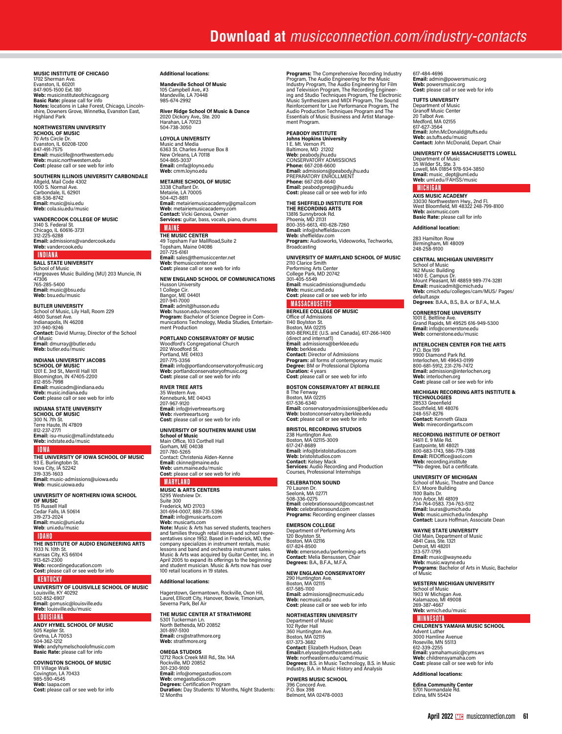**MUSIC INSTITUTE OF CHICAGO**
1702 Sherman Ave.
Evanston, IL 60201
847-905-1500 Ext. 180
**Web:** musicinstituteofchicago.org
**Basic Rate:** please call for info
**Notes:** locations in Lake Forest, Chicago, Lincolnshire, Downers Grove, Winnetka, Evanston East, Highland Park

**NORTHWESTERN UNIVERSITY SCHOOL OF MUSIC**
70 Arts Circle Dr.
Evanston, IL 60208-1200
847-491-7575
**Email:** musiclife@northwestern.edu
**Web:** music.northwestern.edu
**Cost:** please call or see web for info

**SOUTHERN ILLINOIS UNIVERSITY CARBONDALE**
Altgeld, Mail Code 4302
1000 S. Normal Ave.
Carbondale, IL 62901
618-536-8742
**Email:** music@siu.edu
**Web:** cola.siu.edu/music

**VANDERCOOK COLLEGE OF MUSIC**
3140 S. Federal St.
Chicago, IL 60616-3731
312-225-6288
**Email:** admissions@vandercook.edu
**Web:** vandercook.edu

## INDIANA

**BALL STATE UNIVERSITY**
School of Music
Hargreaves Music Building (MU) 203 Muncie, IN 47306
765-285-5400
**Email:** music@bsu.edu
**Web:** bsu.edu/music

**BUTLER UNIVERSITY**
School of Music, Lily Hall, Room 229
4600 Sunset Ave.
Indianapolis, IN 46208
317-940-9246
**Contact:** David Murray, Director of the School of Music
**Email:** dmurray@butler.edu
**Web:** butler.edu/music

**INDIANA UNIVERSITY JACOBS SCHOOL OF MUSIC**
1201 E. 3rd St., Merrill Hall 101
Bloomington, IN 47405-2200
812-855-7998
**Email:** musicadm@indiana.edu
**Web:** music.indiana.edu
**Cost:** please call or see web for info

**INDIANA STATE UNIVERSITY SCHOOL OF MUSIC**
300 N. 7th St.
Terre Haute, IN 47809
812-237-2771
**Email:** isu-music@mall.indstate.edu
**Web:** indstate.edu/music

## IOWA

**THE UNIVERSITY OF IOWA SCHOOL OF MUSIC**
93 E. Burlingtobn St.
Iowa City, IA 52242
319-335-1603
**Email:** music-admissions@uiowa.edu
**Web**: music.uiowa.edu

**UNIVERSITY OF NORTHERN IOWA SCHOOL OF MUSIC**
115 Russell Hall
Cedar Falls, IA 50614
319-273-2024
**Email:** music@uni.edu
**Web**: uni.edu/music

## IDAHO

**THE INSTITUTE OF AUDIO ENGINEERING ARTS**
1933 N. 10th St.
Kansas City, KS 66104
913-621-2300
**Web:** recordingeducation.com
**Cost:** please call or see web for info

## KENTUCKY

**UNIVERSITY OF LOUISVILLE SCHOOL OF MUSIC**
Louisville, KY 40292
502-852-6907
**Email:** gomusic@louisville.edu
**Web:** louisville.edu/music

## LOUISIANA

**ANDY HYMEL SCHOOL OF MUSIC**
505 Kepler St.
Gretna, LA 70053
504-362-1212
**Web:** andyhymelschoolofmusic.com
**Basic Rate:** please call for info

**COVINGTON SCHOOL OF MUSIC**
1111 Village Walk
Covington, LA 70433
985-590-4545
**Web:** laapa.com
**Cost:** please call or see web for info

**Additional locations:**

**Mandeville School Of Music**
105 Campbell Ave., #3
Mandeville, LA 70448
985-674-2992

**River Ridge School Of Music & Dance**
2020 Dickory Ave., Ste. 200
Harahan, LA 70123
504-738-3050

**LOYOLA UNIVERSITY**
Music and Media
6363 St. Charles Avenue Box 8
New Orleans, LA 70118
504-865-3037
**Email:** cmfa@loyno.edu
**Web:** cmm.loyno.edu

**METAIRIE SCHOOL OF MUSIC**
3338 Chalfant Dr.
Metairie, LA 70005
504-421-8811
**Email:** metairiemusicacademy@gmail.com
**Web:** metairiemusicacademy.com
**Contact:** Vicki Genova, Owner
**Services:** guitar, bass, vocals, piano, drums

## MAINE

**THE MUSIC CENTER**
49 Topsham Fair MallRoad,Suite 2
Topsham, Maine 04086
207-725-6161
**Email:** sales@themusiccenter.net
**Web:** themusiccenter.net
**Cost:** please call or see web for info

**NEW ENGLAND SCHOOL OF COMMUNICATIONS**
Husson University
1 College Cir.
Bangor, ME 04401
207-941-7000
**Email:** admit@husson.edu
**Web:** husson.edu/nescom
**Program:** Bachelor of Science Degree in Communications Technology, Media Studies, Entertainment Production

**PORTLAND CONSERVATORY OF MUSIC**
Woodford's Congregational Church
202 Woodford St.
Portland, ME 04103
207-775-3356
**Email:** info@portlandconservatoryofmusic.org
**Web:** portlandconservatoryofmusic.org
**Cost:** please call or see web for info

**RIVER TREE ARTS**
35 Western Ave.
Kennebunk, ME 04043
207-967-9120
**Email:** info@rivertreearts.org
**Web:** rivertreearts.org
**Cost:** please call or see web for info

**UNIVERSITY OF SOUTHERN MAINE USM School of Music**
Main Office, 103 Corthell Hall
Gorham, ME 04038
207-780-5265
Contact: Christenia Alden-Kenne
**Email:** ckinne@maine.edu
**Web:** usm.maine.edu/music
**Cost:** please call or see web for info

## MARYLAND

**MUSIC & ARTS CENTERS**
5295 Westview Dr.
Suite 300
Frederick, MD 21703
301-694-0007, 888-731-5396
**Email:** info@musicarts.com
**Web:** musicarts.com
**Note:** Music & Arts has served students, teachers and families through retail stores and school representatives since 1952. Based in Frederick, MD, the company specializes in instrument rentals, music lessons and band and orchestra instrument sales. Music & Arts was acquired by Guitar Center, Inc. in April 2005 to expand its offerings to the beginning and student musician. Music & Arts now has over 100 retail locations in 19 states.

**Additional locations:**

Hagerstown, Germantown, Rockville, Oxon Hil, Laurel, Ellicott City, Hanover, Bowie, Timonium, Severna Park, Bel Air

**THE MUSIC CENTER AT STRATHMORE**
5301 Tuckerman Ln.
North Bethesda, MD 20852
301-897-5100
**Email:** crs@strathmore.org
**Web:** strathmore.org

**OMEGA STUDIOS**
12712 Rock Creek Mill Rd., Ste. 14A
Rockville, MD 20852
301-230-9100
**Email:** info@omegastudios.com
**Web:** omegastudios.com
**Degrees:** Certification Program
**Duration:** Day Students: 10 Months, Night Students: 12 Months
**Programs:** The Comprehensive Recording Industry Program, The Audio Engineering for the Music Industry Program, The Audio Engineering for Film and Television Program, The Recording Engineering and Studio Techniques Program, The Electronic Music Synthesizers and MIDI Program, The Sound Reinforcement for Live Performance Program, The Audio Production Techniques Program and The Essentials of Music Business and Artist Management Program.

**PEABODY INSTITUTE Johns Hopkins University**
1 E. Mt. Vernon Pl.
Baltimore, MD 21202
**Web:** peabody.jhu.edu
CONSERVATORY ADMISSIONS
**Phone:** 667-208-6600
**Email:** admissions@peabody.jhu.edu
PREPARATORY ENROLLMENT
**Phone:** 667-208-6640
**Email:** peabodyprep@jhu.edu
**Cost:** please call or see web for info

**THE SHEFFIELD INSTITUTE FOR THE RECORDING ARTS**
13816 Sunnybrook Rd.
Phoenix, MD 21131
800-355-6613, 410-628-7260
**Email:** info@sheffieldav.com
**Web:** sheffieldav.com
**Program:** Audioworks, Videoworks, Techworks, Broadcasting

**UNIVERSITY OF MARYLAND SCHOOL OF MUSIC**
2110 Clarice Smith
Performing Arts Center
College Park, MD 20742
301-405-5549
**Email:** musicadmissions@umd.edu
**Web:** music.umd.edu
**Cost:** please call or see web for info

## MASSACHUSETTS

**BERKLEE COLLEGE OF MUSIC**
Office of Admissions
1140 Boylston St.
Boston, MA 02215
800-BERKLEE (U.S. and Canada), 617-266-1400 (direct and internat'l)
**Email:** admissions@berklee.edu
**Web:** berklee.edu
**Contact:** Director of Admissions
**Program:** all forms of contemporary music
**Degree:** BM or Professional Diploma
**Duration:** 4 years
**Cost:** please call or see web for info

**BOSTON CONSERVATORY AT BERKLEE**
8 The Fenway
Boston, MA 02215
617-536-6340
**Email:** conservatoryadmissions@berklee.edu
**Web:** bostonconservatory.berklee.edu
**Cost:** please call or see web for info

**BRISTOL RECORDING STUDIOS**
238 Huntington Ave.
Boston, MA 02115-3009
617-247-8689
**Email:** info@bristolstudios.com
**Web:** bristolstudios.com
**Contact:** Kelsey Mack
**Services:** Audio Recording and Production Courses, Professional Internships

**CELEBRATION SOUND**
70 Lauren Dr.
Seelonk, MA 02771
508-336-0275
**Email:** celebrationsound@comcast.net
**Web:** celebrationsound.com
**Programs:** Recording engineer classes

**EMERSON COLLEGE**
Department of Performing Arts
120 Boylston St.
Boston, MA 02116
617-824-8500
**Web:** emerson.edu/performing-arts
**Contact:** Melia Bensussen, Chair
**Degrees:** B.A., B.F.A., M.F.A.

**NEW ENGLAND CONSERVATORY**
290 Huntington Ave.
Boston, MA 02115
617-585-1100
**Email:** admissions@necmusic.edu
**Web:** necmusic.edu
**Cost:** please call or see web for info

**NORTHEASTERN UNIVERSITY**
Department of Music
102 Ryder Hall
360 Huntington Ave.
Boston, MA 02115
617-373-3682
**Contact:** Elizabeth Hudson, Dean
**Email:**n.elysse@northeastern.edu
**Web:** northeastern.edu/camd/music
**Degrees:** B.S. in Music Technology, B.S. in Music Industry, B.A. in Music History and Analysis

**POWERS MUSIC SCHOOL**
396 Concord Ave.
P.O. Box 398
Belmont, MA 02478-0003
617-484-4696
**Email:** admin@powersmusic.org
**Web:** powersmusic.org
**Cost:** please call or see web for info

**TUFTS UNIVERSITY**
Department of Music
Granoff Music Center
20 Talbot Ave.
Medford, MA 02155
617-627-3564
**Email:** John.McDonald@tufts.edu
**Web:** as.tufts.edu/music
**Contact:** John McDonald, Depart. Chair

**UNIVERSITY OF MASSACHUSETTS LOWELL**
Department of Music
35 Wilder St., Ste. 3
Lowell, MA 01854 978-934-3850
**Email:** music_dept@uml.edu
**Web:** uml.edu/FAHSS/music

## MICHIGAN

**AXIS MUSIC ACADEMY**
33030 Northwestern Hwy., 2nd Fl.
West Bloomfield, MI 48322 248-799-8100
**Web:** axismusic.com
**Basic Rate:** please call for info

**Additional location:**

283 Hamilton Row
Birmingham, MI 48009
248-258-9100

**CENTRAL MICHIGAN UNIVERSITY**
School of Music
162 Music Building
1400 E. Campus Dr.
Mount Pleasant, MI 48859 989-774-3281
**Email:** musicadmit@cmich.edu
**Web:** cmich.edu/colleges/cam/MUS/ Pages/default.aspx
**Degrees**: B.A.A., B.S., B.A. or B.F.A., M.A.

**CORNERSTONE UNIVERSITY**
1001 E. Beltline Ave.
Grand Rapids, MI 49525 616-949-5300
**Email:** info@cornerstone.edu
**Web:** cornerstone.edu/music

**INTERLOCHEN CENTER FOR THE ARTS**
P.O. Box 199
9900 Diamond Park Rd.
Interlochen, MI 49643-0199
800-681-5912, 231-276-7472
**Email:** admission@interlochen.org
**Web:** interlochen.org
**Cost:** please call or see web for info

**MICHIGAN RECORDING ARTS INSTITUTE & TECHNOLOGIES**
28533 Greenfield
Southfield, MI 48076
248-557-8276
**Contact:** Kenneth Glaza
**Web:** mirecordingarts.com

**RECORDING INSTITUTE OF DETROIT**
14611 E. 9 Mile Rd.
Eastpointe, MI 48021
800-683-1743, 586-779-1388
**Email:** RIDOffice@aol.com
**Web:** recording.institute
**No degree, but a certificate.

**UNIVERSITY OF MICHIGAN**
School of Music, Theatre and Dance
E.V. Moore Building
1100 Baits Dr.
Ann Arbor, MI 48109
734-764-0583. 734-763-5112
**Email:** lauras@umich.edu
**Web:** music.umich.edu/index.php
**Contact:** Laura Hoffman, Associate Dean

**WAYNE STATE UNIVERSITY**
Old Main, Department of Music
4841 Cass, Ste. 1321
Detroit, MI 48201
313-577-1795
**Email:** music@wayne.edu
**Web:** music.wayne.edu
**Programs**: Bachelor of Arts in Music, Bachelor of Music

**WESTERN MICHIGAN UNIVERSITY**
School of Music
1903 W Michigan Ave.
Kalamazoo, MI 49008
269-387-4667
**Web:** wmich.edu/music

## MINNESOTA

**CHILDREN'S YAMAHA MUSIC SCHOOL**
Advent Luther
3000 Hamline Avenue
Roseville, MN 55113
612-339-2255
**Email:** yamahamusic@cyms.ws
**Web:** childrensyamaha.com
**Cost:** please call or see web for info

**Additional locations:**

**Edina Community Center**
5701 Normandale Rd.
Edina, MN 55424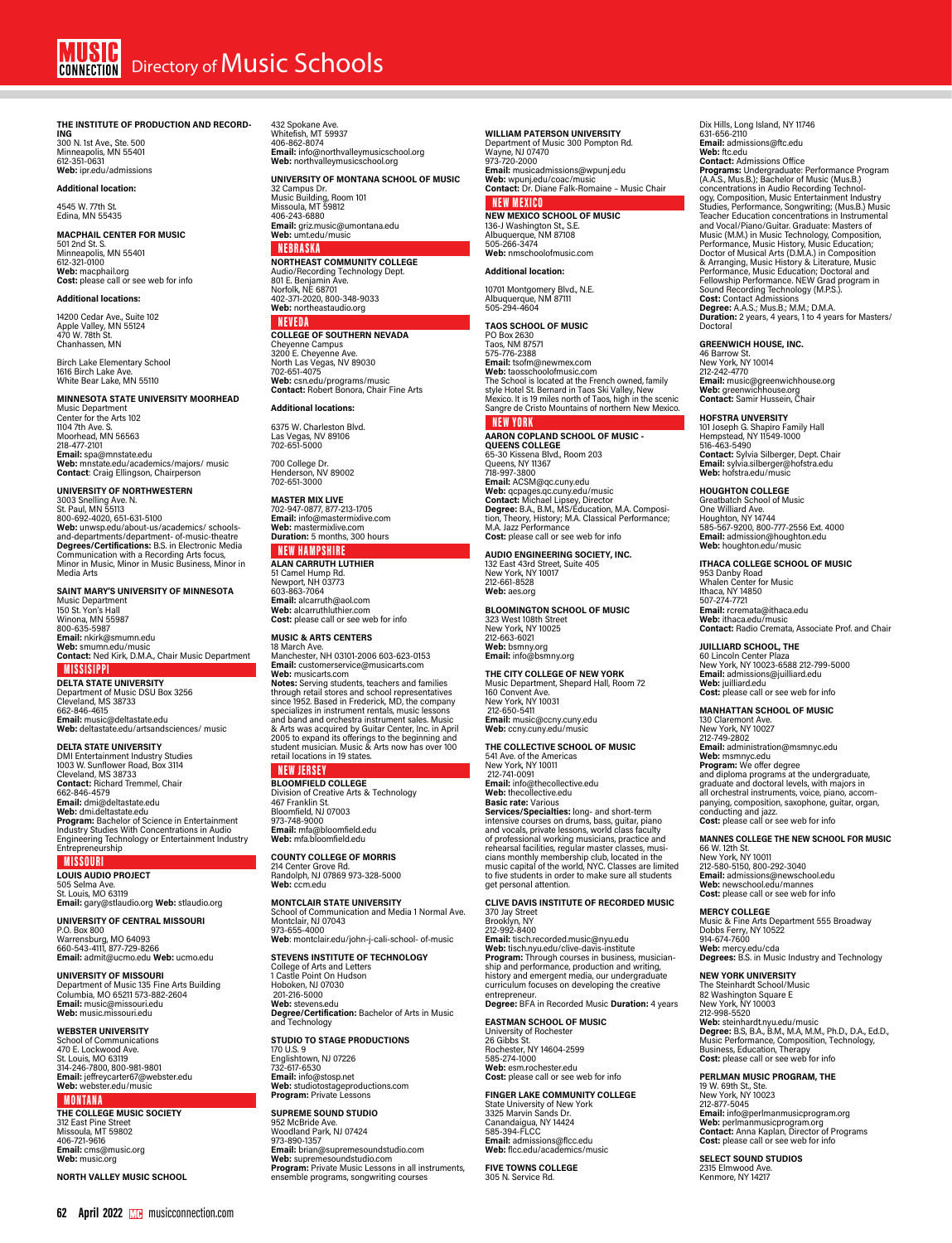# Directory of Music Schools

**THE INSTITUTE OF PRODUCTION AND RECORDING**
300 N. 1st Ave., Ste. 500
Minneapolis, MN 55401
612-351-0631
**Web:** ipr.edu/admissions

**Additional location:**

4545 W. 77th St.
Edina, MN 55435

**MACPHAIL CENTER FOR MUSIC**
501 2nd St. S.
Minneapolis, MN 55401
612-321-0100
**Web:** macphail.org
**Cost:** please call or see web for info

**Additional locations:**

14200 Cedar Ave., Suite 102
Apple Valley, MN 55124
470 W. 78th St.
Chanhassen, MN

Birch Lake Elementary School
1616 Birch Lake Ave.
White Bear Lake, MN 55110

**MINNESOTA STATE UNIVERSITY MOORHEAD**
Music Department
Center for the Arts 102
1104 7th Ave. S.
Moorhead, MN 56563
218-477-2101
**Email:** spa@mnstate.edu
**Web:** mnstate.edu/academics/majors/ music
**Contact**: Craig Ellingson, Chairperson

**UNIVERSITY OF NORTHWESTERN**
3003 Snelling Ave. N.
St. Paul, MN 55113
800-692-4020, 651-631-5100
**Web:** unwsp.edu/about-us/academics/ schools-and-departments/department- of-music-theatre
**Degrees/Certifications:** B.S. in Electronic Media Communication with a Recording Arts focus, Minor in Music, Minor in Music Business, Minor in Media Arts

**SAINT MARY'S UNIVERSITY OF MINNESOTA**
Music Department
150 St. Yon's Hall
Winona, MN 55987
800-635-5987
**Email:** nkirk@smumn.edu
**Web:** smumn.edu/music
**Contact:** Ned Kirk, D.M.A., Chair Music Department

## MISSISIPPI

**DELTA STATE UNIVERSITY**
Department of Music DSU Box 3256
Cleveland, MS 38733
662-846-4615
**Email:** music@deltastate.edu
**Web:** deltastate.edu/artsandsciences/ music

**DELTA STATE UNIVERSITY**
DMI Entertainment Industry Studies
1003 W. Sunflower Road, Box 3114
Cleveland, MS 38733
**Contact:** Richard Tremmel, Chair
662-846-4579
**Email:** dmi@deltastate.edu
**Web:** dmi.deltastate.edu
**Program:** Bachelor of Science in Entertainment Industry Studies with Concentrations in Audio Engineering Technology or Entertainment Industry Entrepreneurship

## MISSOURI

**LOUIS AUDIO PROJECT**
505 Selma Ave.
St. Louis, MO 63119
**Email:** gary@stlaudio.org **Web:** stlaudio.org

**UNIVERSITY OF CENTRAL MISSOURI**
P.O. Box 800
Warrensburg, MO 64093
660-543-4111, 877-729-8266
**Email:** admit@ucmo.edu **Web:** ucmo.edu

**UNIVERSITY OF MISSOURI**
Department of Music 135 Fine Arts Building
Columbia, MO 65211 573-882-2604
**Email:** music@missouri.edu
**Web:** music.missouri.edu

**WEBSTER UNIVERSITY**
School of Communications
470 E. Lockwood Ave.
St. Louis, MO 63119
314-246-7800, 800-981-9801
**Email:** jeffreycarter67@webster.edu
**Web:** webster.edu/music

## MONTANA

**THE COLLEGE MUSIC SOCIETY**
312 East Pine Street
Missoula, MT 59802
406-721-9616
**Email:** cms@music.org
**Web:** music.org

**NORTH VALLEY MUSIC SCHOOL**
432 Spokane Ave.
Whitefish, MT 59937
406-862-8074
**Email:** info@northvalleymusicschool.org
**Web:** northvalleymusicschool.org

**UNIVERSITY OF MONTANA SCHOOL OF MUSIC**
32 Campus Dr.
Music Building, Room 101
Missoula, MT 59812
406-243-6880
**Email:** griz.music@umontana.edu
**Web:** umt.edu/music

## NEBRASKA

**NORTHEAST COMMUNITY COLLEGE**
Audio/Recording Technology Dept.
801 E. Benjamin Ave.
Norfolk, NE 68701
402-371-2020, 800-348-9033
**Web:** northeastaudio.org

## NEVEDA

**COLLEGE OF SOUTHERN NEVADA**
Cheyenne Campus
3200 E. Cheyenne Ave.
North Las Vegas, NV 89030
702-651-4075
**Web:** csn.edu/programs/music
**Contact:** Robert Bonora, Chair Fine Arts

**Additional locations:**

6375 W. Charleston Blvd.
Las Vegas, NV 89106
702-651-5000

700 College Dr.
Henderson, NV 89002
702-651-3000

**MASTER MIX LIVE**
702-947-0877, 877-213-1705
**Email:** info@mastermixlive.com
**Web:** mastermixlive.com
**Duration:** 5 months, 300 hours

## NEW HAMPSHIRE

**ALAN CARRUTH LUTHIER**
51 Camel Hump Rd.
Newport, NH 03773
603-863-7064
**Email:** alcarruth@aol.com
**Web:** alcarruthluthier.com
**Cost:** please call or see web for info

**MUSIC & ARTS CENTERS**
18 March Ave.
Manchester, NH 03101-2006 603-623-0153
**Email:** customerservice@musicarts.com
**Web:** musicarts.com
**Notes:** Serving students, teachers and families through retail stores and school representatives since 1952. Based in Frederick, MD, the company specializes in instrument rentals, music lessons and band and orchestra instrument sales. Music & Arts was acquired by Guitar Center, Inc. in April 2005 to expand its offerings to the beginning and student musician. Music & Arts now has over 100 retail locations in 19 states.

## NEW JERSEY

**BLOOMFIELD COLLEGE**
Division of Creative Arts & Technology
467 Franklin St.
Bloomfield, NJ 07003
973-748-9000
**Email** mfa@bloomfield.edu
**Web:** mfa.bloomfield.edu

**COUNTY COLLEGE OF MORRIS**
214 Center Grove Rd.
Randolph, NJ 07869 973-328-5000
**Web:** ccm.edu

**MONTCLAIR STATE UNIVERSITY**
School of Communication and Media 1 Normal Ave.
Montclair, NJ 07043
973-655-4000
**Web**: montclair.edu/john-j-cali-school- of-music

**STEVENS INSTITUTE OF TECHNOLOGY**
College of Arts and Letters
1 Castle Point On Hudson
Hoboken, NJ 07030
201-216-5000
**Web:** stevens.edu
**Degree/Certification:** Bachelor of Arts in Music and Technology

**STUDIO TO STAGE PRODUCTIONS**
170 U.S. 9
Englishtown, NJ 07226
732-617-6530
**Email:** info@stosp.net
**Web:** studiotostageproductions.com
**Program:** Private Lessons

**SUPREME SOUND STUDIO**
952 McBride Ave.
Woodland Park, NJ 07424
973-890-1357
**Email:** brian@supremesoundstudio.com
**Web:** supremesoundstudio.com
**Program:** Private Music Lessons in all instruments, ensemble programs, songwriting courses

**WILLIAM PATERSON UNIVERSITY**
Department of Music 300 Pompton Rd.
Wayne, NJ 07470
973-720-2000
**Email:** musicadmissions@wpunj.edu
**Web:** wpunj.edu/coac/music
**Contact:** Dr. Diane Falk-Romaine – Music Chair

## NEW MEXICO

**NEW MEXICO SCHOOL OF MUSIC**
136-J Washington St., S.E.
Albuquerque, NM 87108
505-266-3474
**Web:** nmschoolofmusic.com

**Additional location:**

10701 Montgomery Blvd., N.E.
Albuquerque, NM 87111
505-294-4604

**TAOS SCHOOL OF MUSIC**
PO Box 2630
Taos, NM 87571
575-776-2388
**Email:** tsofm@newmex.com
**Web:** taosschoolofmusic.com
The School is located at the French owned, family style Hotel St. Bernard in Taos Ski Valley, New Mexico. It is 19 miles north of Taos, high in the scenic Sangre de Cristo Mountains of northern New Mexico.

## NEW YORK

**AARON COPLAND SCHOOL OF MUSIC - QUEENS COLLEGE**
65-30 Kissena Blvd., Room 203
Queens, NY 11367
718-997-3800
**Email:** ACSM@qc.cuny.edu
**Web:** qcpages.qc.cuny.edu/music
**Contact:** Michael Lipsey, Director
**Degree:** B.A., B.M., MS/Education, M.A. Composition, Theory, History; M.A. Classical Performance; M.A. Jazz Performance
**Cost:** please call or see web for info

**AUDIO ENGINEERING SOCIETY, INC.**
132 East 43rd Street, Suite 405
New York, NY 10017
212-661-8528
**Web:** aes.org

**BLOOMINGTON SCHOOL OF MUSIC**
323 West 108th Street
New York, NY 10025
212-663-6021
**Web:** bsmny.org
**Email:** info@bsmny.org

**THE CITY COLLEGE OF NEW YORK**
Music Department, Shepard Hall, Room 72
160 Convent Ave.
New York, NY 10031
212-650-5411
**Email:** music@ccny.cuny.edu
**Web:** ccny.cuny.edu/music

**THE COLLECTIVE SCHOOL OF MUSIC**
541 Ave. of the Americas
New York, NY 10011
212-741-0091
**Email:** info@thecollective.edu
**Web:** thecollective.edu
**Basic rate:** Various
**Services/Specialties:** long- and short-term intensive courses on drums, bass, guitar, piano and vocals, private lessons, world class faculty of professional working musicians, practice and rehearsal facilities, regular master classes, musicians monthly membership club, located in the music capital of the world, NYC. Classes are limited to five students in order to make sure all students get personal attention.

**CLIVE DAVIS INSTITUTE OF RECORDED MUSIC**
370 Jay Street
Brooklyn, NY
212-992-8400
**Email:** tisch.recorded.music@nyu.edu
**Web:** tisch.nyu.edu/clive-davis-institute
**Program:** Through courses in business, musicianship and performance, production and writing, history and emergent media, our undergraduate curriculum focuses on developing the creative entrepreneur.
**Degree:** BFA in Recorded Music **Duration:** 4 years

**EASTMAN SCHOOL OF MUSIC**
University of Rochester
26 Gibbs St.
Rochester, NY 14604-2599
585-274-1000
**Web:** esm.rochester.edu
**Cost:** please call or see web for info

**FINGER LAKE COMMUNITY COLLEGE**
State University of New York
3325 Marvin Sands Dr.
Canandaigua, NY 14424
585-394-FLCC
**Email:** admissions@flcc.edu
**Web:** flcc.edu/academics/music

**FIVE TOWNS COLLEGE**
305 N. Service Rd.
Dix Hills, Long Island, NY 11746
631-656-2110
**Email:** admissions@ftc.edu
**Web:** ftc.edu
**Contact:** Admissions Office
**Programs:** Undergraduate: Performance Program (A.A.S., Mus.B.); Bachelor of Music (Mus.B.) concentrations in Audio Recording Technology, Composition, Music Entertainment Industry Studies, Performance, Songwriting; (Mus.B.) Music Teacher Education concentrations in Instrumental and Vocal/Piano/Guitar. Graduate: Masters of Music (M.M.) in Music Technology, Composition, Performance, Music History, Music Education; Doctor of Musical Arts (D.M.A.) in Composition & Arranging, Music History & Literature, Music Performance, Music Education; Doctoral and Fellowship Performance. NEW Grad program in Sound Recording Technology (M.P.S.).
**Cost:** Contact Admissions
**Degree:** A.A.S.; Mus.B.; M.M.; D.M.A.
**Duration:** 2 years, 4 years, 1 to 4 years for Masters/ Doctoral

**GREENWICH HOUSE, INC.**
46 Barrow St.
New York, NY 10014
212-242-4770
**Email:** music@greenwichhouse.org
**Web:** greenwichhouse.org
**Contact:** Samir Hussein, Chair

**HOFSTRA UNIVERSITY**
101 Joseph G. Shapiro Family Hall
Hempstead, NY 11549-1000
516-463-5490
**Contact:** Sylvia Silberger, Dept. Chair
**Email:** sylvia.silberger@hofstra.edu
**Web:** hofstra.edu/music

**HOUGHTON COLLEGE**
Greatbatch School of Music
One Williard Ave.
Houghton, NY 14744
585-567-9200, 800-777-2556 Ext. 4000
**Email:** admission@houghton.edu
**Web:** houghton.edu/music

**ITHACA COLLEGE SCHOOL OF MUSIC**
953 Danby Road
Whalen Center for Music
Ithaca, NY 14850
507-274-7721
**Email:** rcremata@ithaca.edu
**Web:** ithaca.edu/music
**Contact:** Radio Cremata, Associate Prof. and Chair

**JUILLIARD SCHOOL, THE**
60 Lincoln Center Plaza
New York, NY 10023-6588 212-799-5000
**Email:** admissions@juilliard.edu
**Web:** juilliard.edu
**Cost:** please call or see web for info

**MANHATTAN SCHOOL OF MUSIC**
130 Claremont Ave.
New York, NY 10027
212-749-2802
**Email:** administration@msmnyc.edu
**Web:** msmnyc.edu
**Program:** We offer degree and diploma programs at the undergraduate, graduate and doctoral levels, with majors in all orchestral instruments, voice, piano, accompanying, composition, saxophone, guitar, organ, conducting and jazz.
**Cost:** please call or see web for info

**MANNES COLLEGE THE NEW SCHOOL FOR MUSIC**
66 W. 12th St.
New York, NY 10011
212-580-5150, 800-292-3040
**Email:** admissions@newschool.edu
**Web:** newschool.edu/mannes
**Cost:** please call or see web for info

**MERCY COLLEGE**
Music & Fine Arts Department 555 Broadway
Dobbs Ferry, NY 10522
914-674-7600
**Web:** mercy.edu/cda
**Degrees:** B.S. in Music Industry and Technology

**NEW YORK UNIVERSITY**
The Steinhardt School/Music
82 Washington Square E
New York, NY 10003
212-998-5520
**Web:** steinhardt.nyu.edu/music
**Degree:** B.S, B.A., B.M., M.A, M.M., Ph.D., D.A., Ed.D., Music Performance, Composition, Technology, Business, Education, Therapy
**Cost:** please call or see web for info

**PERLMAN MUSIC PROGRAM, THE**
19 W. 69th St., Ste.
New York, NY 10023
212-877-5045
**Email:** info@perlmanmusicprogram.org
**Web:** perlmanmusicprogram.org
**Contact:** Anna Kaplan, Director of Programs
**Cost:** please call or see web for info

**SELECT SOUND STUDIOS**
2315 Elmwood Ave.
Kenmore, NY 14217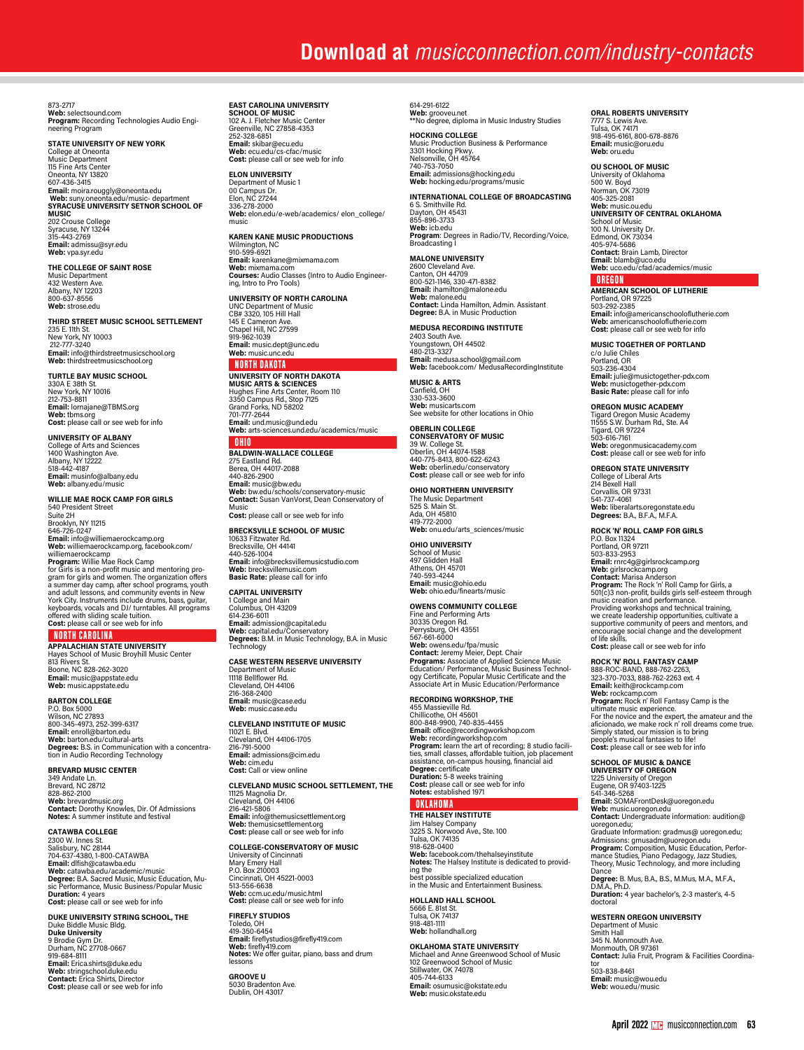873-2717
**Web:** selectsound.com
**Program:** Recording Technologies Audio Engineering Program

**STATE UNIVERSITY OF NEW YORK**
College at Oneonta
Music Department
115 Fine Arts Center
Oneonta, NY 13820
607-436-3415
**Email:** moira.rouggly@oneonta.edu
**Web:** suny.oneonta.edu/music- department

**SYRACUSE UNIVERSITY SETNOR SCHOOL OF MUSIC**
202 Crouse College
Syracuse, NY 13244
315-443-2769
**Email:** admissu@syr.edu
**Web:** vpa.syr.edu

**THE COLLEGE OF SAINT ROSE**
Music Department
432 Western Ave.
Albany, NY 12203
800-637-8556
**Web:** strose.edu

**THIRD STREET MUSIC SCHOOL SETTLEMENT**
235 E. 11th St.
New York, NY 10003
212-777-3240
**Email:** info@thirdstreetmusicschool.org
**Web:** thirdstreetmusicschool.org

**TURTLE BAY MUSIC SCHOOL**
330A E 38th St.
New York, NY 10016
212-753-8811
**Email:** lornajane@TBMS.org
**Web:** tbms.org
**Cost:** please call or see web for info

**UNIVERSITY OF ALBANY**
College of Arts and Sciences
1400 Washington Ave.
Albany, NY 12222
518-442-4187
**Email:** musinfo@albany.edu
**Web:** albany.edu/music

**WILLIE MAE ROCK CAMP FOR GIRLS**
540 President Street
Suite 2H
Brooklyn, NY 11215
646-726-0247
**Email:** info@williemaerockcamp.org
**Web:** williemaerockcamp.org, facebook.com/williemaerockcamp
**Program:** Willie Mae Rock Camp for Girls is a non-profit music and mentoring program for girls and women. The organization offers a summer day camp, after school programs, youth and adult lessons, and community events in New York City. Instruments include drums, bass, guitar, keyboards, vocals and DJ/ turntables. All programs offered with sliding scale tuition.
**Cost:** please call or see web for info

## NORTH CAROLINA

**APPALACHIAN STATE UNIVERSITY**
Hayes School of Music Broyhill Music Center
813 Rivers St.
Boone, NC 828-262-3020
**Email:** music@appstate.edu
**Web:** music.appstate.edu

**BARTON COLLEGE**
P.O. Box 5000
Wilson, NC 27893
800-345-4973, 252-399-6317
**Email:** enroll@barton.edu
**Web:** barton.edu/cultural-arts
**Degrees:** B.S. in Communication with a concentration in Audio Recording Technology

**BREVARD MUSIC CENTER**
349 Andate Ln.
Brevard, NC 28712
828-862-2100
**Web:** brevardmusic.org
**Contact:** Dorothy Knowles, Dir. Of Admissions
**Notes:** A summer institute and festival

**CATAWBA COLLEGE**
2300 W. Innes St.
Salisbury, NC 28144
704-637-4380, 1-800-CATAWBA
**Email:** dlfish@catawba.edu
**Web:** catawba.edu/academic/music
**Degree:** B.A. Sacred Music, Music Education, Music Performance, Music Business/Popular Music
**Duration:** 4 years
**Cost:** please call or see web for info

**DUKE UNIVERSITY STRING SCHOOL, THE**
Duke Biddle Music Bldg.
**Duke University**
9 Brodie Gym Dr.
Durham, NC 27708-0667
919-684-8111
**Email:** Erica.shirts@duke.edu
**Web:** stringschool.duke.edu
**Contact:** Erica Shirts, Director
**Cost:** please call or see web for info

**EAST CAROLINA UNIVERSITY SCHOOL OF MUSIC**
102 A. J. Fletcher Music Center
Greenville, NC 27858-4353
252-328-6851
**Email:** skibar@ecu.edu
**Web:** ecu.edu/cs-cfac/music
**Cost:** please call or see web for info

**ELON UNIVERSITY**
Department of Music 1
00 Campus Dr.
Elon, NC 27244
336-278-2000
**Web:** elon.edu/e-web/academics/ elon_college/music

**KAREN KANE MUSIC PRODUCTIONS**
Wilmington, NC
910-599-6921
**Email:** karenkane@mixmama.com
**Web:** mixmama.com
**Courses:** Audio Classes (Intro to Audio Engineering, Intro to Pro Tools)

**UNIVERSITY OF NORTH CAROLINA**
UNC Department of Music
CB# 3320, 105 Hill Hall
145 E Cameron Ave.
Chapel Hill, NC 27599
919-962-1039
**Email:** music.dept@unc.edu
**Web:** music.unc.edu

## NORTH DAKOTA

**UNIVERSITY OF NORTH DAKOTA MUSIC ARTS & SCIENCES**
Hughes Fine Arts Center, Room 110
3350 Campus Rd., Stop 7125
Grand Forks, ND 58202
701-777-2644
**Email:** und.music@und.edu
**Web:** arts-sciences.und.edu/academics/music

## OHIO

**BALDWIN-WALLACE COLLEGE**
275 Eastland Rd.
Berea, OH 44017-2088
440-826-2900
**Email:** music@bw.edu
**Web:** bw.edu/schools/conservatory-music
**Contact:** Susan VanVorst, Dean Conservatory of Music
**Cost:** please call or see web for info

**BRECKSVILLE SCHOOL OF MUSIC**
10633 Fitzwater Rd.
Brecksville, OH 44141
440-526-1004
**Email:** info@brecksvillemusicstudio.com
**Web:** brecksvillemusic.com
**Basic Rate:** please call for info

**CAPITAL UNIVERSITY**
1 College and Main
Columbus, OH 43209
614-236-6011
**Email:** admission@capital.edu
**Web:** capital.edu/Conservatory
**Degrees:** B.M. in Music Technology, B.A. in Music Technology

**CASE WESTERN RESERVE UNIVERSITY**
Department of Music
11118 Bellflower Rd.
Cleveland, OH 44106
216-368-2400
**Email:** music@case.edu
**Web:** music.case.edu

**CLEVELAND INSTITUTE OF MUSIC**
11021 E. Blvd.
Cleveland, OH 44106-1705
216-791-5000
**Email:** admissions@cim.edu
**Web:** cim.edu
**Cost:** Call or view online

**CLEVELAND MUSIC SCHOOL SETTLEMENT, THE**
11125 Magnolia Dr.
Cleveland, OH 44106
216-421-5806
**Email:** info@themusicsettlement.org
**Web:** themusicsettlement.org
**Cost:** please call or see web for info

**COLLEGE-CONSERVATORY OF MUSIC**
University of Cincinnati
Mary Emery Hall
P.O. Box 210003
Cincinnati, OH 45221-0003
513-556-6638
**Web:** ccm.uc.edu/music.html
**Cost:** please call or see web for info

**FIREFLY STUDIOS**
Toledo, OH
419-350-6454
**Email:** fireflystudios@firefly419.com
**Web:** firefly419.com
**Notes:** We offer guitar, piano, bass and drum lessons

**GROOVE U**
5030 Bradenton Ave.
Dublin, OH 43017
614-291-6122
**Web:** grooveu.net
**No degree, diploma in Music Industry Studies

**HOCKING COLLEGE**
Music Production Business & Performance
3301 Hocking Pkwy.
Nelsonville, OH 45764
740-753-7050
**Email:** admissions@hocking.edu
**Web:** hocking.edu/programs/music

**INTERNATIONAL COLLEGE OF BROADCASTING**
6 S. Smithville Rd.
Dayton, OH 45431
855-896-3733
**Web:** icb.edu
**Program:** Degrees in Radio/TV, Recording/Voice, Broadcasting I

**MALONE UNIVERSITY**
2600 Cleveland Ave.
Canton, OH 44709
800-521-1146, 330-471-8382
**Email:** ihamilton@malone.edu
**Web:** malone.edu
**Contact:** Linda Hamilton, Admin. Assistant
**Degree:** B.A. in Music Production

**MEDUSA RECORDING INSTITUTE**
2403 South Ave.
Youngstown, OH 44502
480-213-3327
**Email:** medusa.school@gmail.com
**Web:** facebook.com/ MedusaRecordingInstitute

**MUSIC & ARTS**
Canfield, OH
330-533-3600
**Web:** musicarts.com
See website for other locations in Ohio

**OBERLIN COLLEGE CONSERVATORY OF MUSIC**
39 W. College St.
Oberlin, OH 44074-1588
440-775-8413, 800-622-6243
**Web:** oberlin.edu/conservatory
**Cost:** please call or see web for info

**OHIO NORTHERN UNIVERSITY**
The Music Department
525 S. Main St.
Ada, OH 45810
419-772-2000
**Web:** onu.edu/arts_sciences/music

**OHIO UNIVERSITY**
School of Music
497 Glidden Hall
Athens, OH 45701
740-593-4244
**Email:** music@ohio.edu
**Web:** ohio.edu/finearts/music

**OWENS COMMUNITY COLLEGE**
Fine and Performing Arts
30335 Oregon Rd.
Perrysburg, OH 43551
567-661-6000
**Web:** owens.edu/fpa/music
**Contact:** Jeremy Meier, Dept. Chair
**Programs:** Associate of Applied Science Music Education/ Performance, Music Business Technology Certificate, Popular Music Certificate and the Associate Art in Music Education/Performance

**RECORDING WORKSHOP, THE**
455 Massieville Rd.
Chillicothe, OH 45601
800-848-9900, 740-835-4455
**Email:** office@recordingworkshop.com
**Web:** recordingworkshop.com
**Program:** learn the art of recording; 8 studio facilities, small classes, affordable tuition, job placement assistance, on-campus housing, financial aid
**Degree:** certificate
**Duration:** 5-8 weeks training
**Cost:** please call or see web for info
**Notes:** established 1971

## OKLAHOMA

**THE HALSEY INSTITUTE**
Jim Halsey Company
3225 S. Norwood Ave., Ste. 100
Tulsa, OK 74135
918-628-0400
**Web:** facebook.com/thehalseyinstitute
**Notes:** The Halsey Institute is dedicated to providing the best possible specialized education in the Music and Entertainment Business.

**HOLLAND HALL SCHOOL**
5666 E. 81st St.
Tulsa, OK 74137
918-481-1111
**Web:** hollandhall.org

**OKLAHOMA STATE UNIVERSITY**
Michael and Anne Greenwood School of Music
102 Greenwood School of Music
Stillwater, OK 74078
405-744-6133
**Email:** osumusic@okstate.edu
**Web:** music.okstate.edu

**ORAL ROBERTS UNIVERSITY**
7777 S. Lewis Ave.
Tulsa, OK 74171
918-495-6161, 800-678-8876
**Email:** music@oru.edu
**Web:** oru.edu

**OU SCHOOL OF MUSIC**
University of Oklahoma
500 W. Boyd
Norman, OK 73019
405-325-2081
**Web:** music.ou.edu

**UNIVERSITY OF CENTRAL OKLAHOMA**
School of Music
100 N. University Dr.
Edmond, OK 73034
405-974-5686
**Contact:** Brain Lamb, Director
**Email:** blamb@uco.edu
**Web:** uco.edu/cfad/academics/music

## OREGON

**AMERICAN SCHOOL OF LUTHERIE**
Portland, OR 97225
503-292-2385
**Email:** info@americanschooloflutherie.com
**Web:** americanschooloflutherie.com
**Cost:** please call or see web for info

**MUSIC TOGETHER OF PORTLAND**
c/o Julie Chiles
Portland, OR
503-236-4304
**Email:** julie@musictogether-pdx.com
**Web:** musictogether-pdx.com
**Basic Rate:** please call for info

**OREGON MUSIC ACADEMY**
Tigard Oregon Music Academy
11555 S.W. Durham Rd., Ste. A4
Tigard, OR 97224
503-616-7161
**Web:** oregonmusicacademy.com
**Cost:** please call or see web for info

**OREGON STATE UNIVERSITY**
College of Liberal Arts
214 Bexell Hall
Corvallis, OR 97331
541-737-4061
**Web:** liberalarts.oregonstate.edu
**Degrees:** B.A., B.F.A., M.F.A.

**ROCK 'N' ROLL CAMP FOR GIRLS**
P.O. Box 11324
Portland, OR 97211
503-833-2953
**Email:** rnrc4g@girlsrockcamp.org
**Web:** girlsrockcamp.org
**Contact:** Marisa Anderson
**Program:** The Rock 'n' Roll Camp for Girls, a 501(c)3 non-profit, builds girls self-esteem through music creation and performance.
Providing workshops and technical training, we create leadership opportunities, cultivate a supportive community of peers and mentors, and encourage social change and the development of life skills.
**Cost:** please call or see web for info

**ROCK 'N' ROLL FANTASY CAMP**
888-ROC-BAND, 888-762-2263,
323-370-7033, 888-762-2263 ext. 4
**Email:** keith@rockcamp.com
**Web:** rockcamp.com
**Program:** Rock n' Roll Fantasy Camp is the ultimate music experience.
For the novice and the expert, the amateur and the aficionado, we make rock n' roll dreams come true. Simply stated, our mission is to bring people's musical fantasies to life!
**Cost:** please call or see web for info

**SCHOOL OF MUSIC & DANCE UNIVERSITY OF OREGON**
1225 University of Oregon
Eugene, OR 97403-1225
541-346-5268
**Email:** SOMAFrontDesk@uoregon.edu
**Web:** music.uoregon.edu
**Contact:** Undergraduate information: audition@uoregon.edu;
Graduate Information: gradmus@ uoregon.edu;
Admissions: gmusadm@uoregon.edu
**Program:** Composition, Music Education, Performance Studies, Piano Pedagogy, Jazz Studies, Theory, Music Technology, and more including Dance
**Degree:** B. Mus, B.A., B.S., M.Mus, M.A., M.F.A., D.M.A., Ph.D.
**Duration:** 4 year bachelor's, 2-3 master's, 4-5 doctoral

**WESTERN OREGON UNIVERSITY**
Department of Music
Smith Hall
345 N. Monmouth Ave.
Monmouth, OR 97361
**Contact:** Julia Fruit, Program & Facilities Coordinator
503-838-8461
**Email:** music@wou.edu
**Web:** wou.edu/music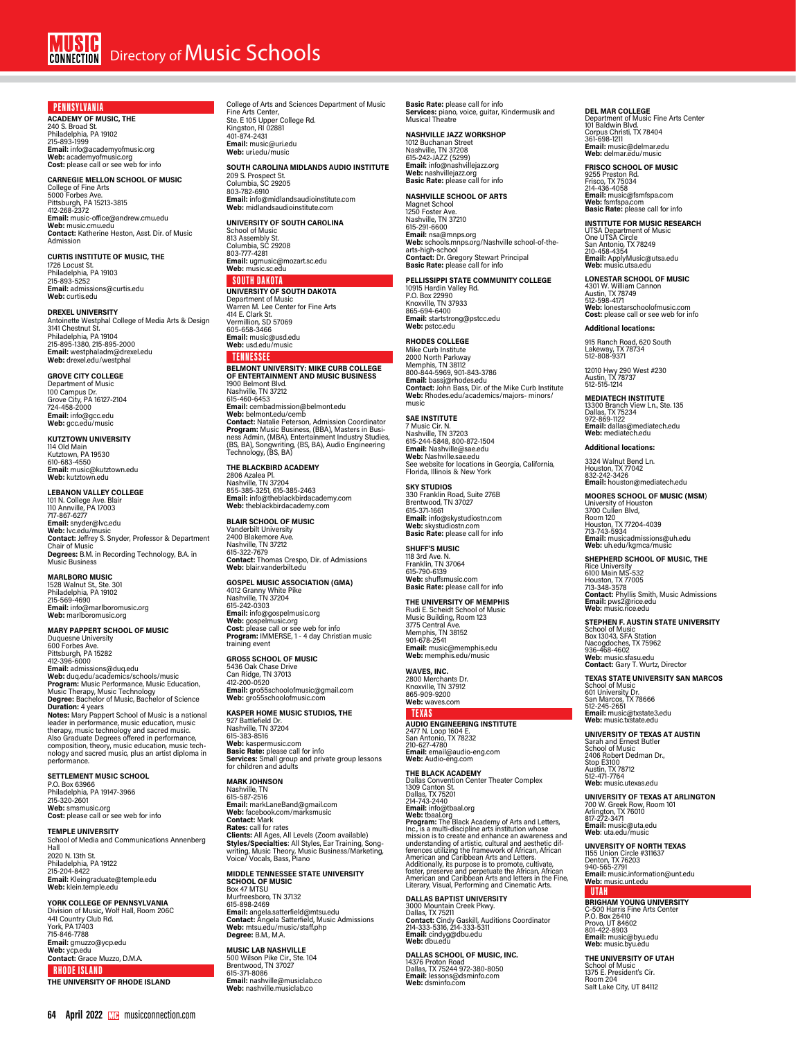# Directory of Music Schools

## PENNSYLVANIA

**ACADEMY OF MUSIC, THE**
240 S. Broad St.
Philadelphia, PA 19102
215-893-1999
**Email:** info@academyofmusic.org
**Web:** academyofmusic.org
**Cost:** please call or see web for info

**CARNEGIE MELLON SCHOOL OF MUSIC**
College of Fine Arts
5000 Forbes Ave.
Pittsburgh, PA 15213-3815
412-268-2372
**Email:** music-office@andrew.cmu.edu
**Web:** music.cmu.edu
**Contact:** Katherine Heston, Asst. Dir. of Music Admission

**CURTIS INSTITUTE OF MUSIC, THE**
1726 Locust St.
Philadelphia, PA 19103
215-893-5252
**Email:** admissions@curtis.edu
**Web:** curtis.edu

**DREXEL UNIVERSITY**
Antoinette Westphal College of Media Arts & Design
3141 Chestnut St.
Philadelphia, PA 19104
215-895-1380, 215-895-2000
**Email:** westphaladm@drexel.edu
**Web:** drexel.edu/westphal

**GROVE CITY COLLEGE**
Department of Music
100 Campus Dr.
Grove City, PA 16127-2104
724-458-2000
**Email:** info@gcc.edu
**Web:** gcc.edu/music

**KUTZTOWN UNIVERSITY**
114 Old Main
Kutztown, PA 19530
610-683-4550
**Email:** music@kutztown.edu
**Web:** kutztown.edu

**LEBANON VALLEY COLLEGE**
101 N. College Ave. Blair
110 Annville, PA 17003
717-867-6277
**Email:** snyder@lvc.edu
**Web:** lvc.edu/music
**Contact:** Jeffrey S. Snyder, Professor & Department Chair of Music
**Degrees:** B.M. in Recording Technology, B.A. in Music Business

**MARLBORO MUSIC**
1528 Walnut St., Ste. 301
Philadelphia, PA 19102
215-569-4690
**Email:** info@marlboromusic.org
**Web:** marlboromusic.org

**MARY PAPPERT SCHOOL OF MUSIC**
Duquesne University
600 Forbes Ave.
Pittsburgh, PA 15282
412-396-6000
**Email:** admissions@duq.edu
**Web:** duq.edu/academics/schools/music
**Program:** Music Performance, Music Education, Music Therapy, Music Technology
**Degree:** Bachelor of Music, Bachelor of Science
**Duration:** 4 years
**Notes:** Mary Pappert School of Music is a national leader in performance, music education, music therapy, music technology and sacred music. Also Graduate Degrees offered in performance, composition, theory, music education, music technology and sacred music, plus an artist diploma in performance.

**SETTLEMENT MUSIC SCHOOL**
P.O. Box 63966
Philadelphia, PA 19147-3966
215-320-2601
**Web:** smsmusic.org
**Cost:** please call or see web for info

**TEMPLE UNIVERSITY**
School of Media and Communications Annenberg Hall
2020 N. 13th St.
Philadelphia, PA 19122
215-204-8422
**Email:** Kleingraduate@temple.edu
**Web:** klein.temple.edu

**YORK COLLEGE OF PENNSYLVANIA**
Division of Music, Wolf Hall, Room 206C
441 Country Club Rd.
York, PA 17403
715-846-7788
**Email:** gmuzzo@ycp.edu
**Web:** ycp.edu
**Contact:** Grace Muzzo, D.M.A.

## RHODE ISLAND

**THE UNIVERSITY OF RHODE ISLAND**
College of Arts and Sciences Department of Music
Fine Arts Center,
Ste. E 105 Upper College Rd.
Kingston, RI 02881
401-874-2431
**Email:** music@uri.edu
**Web:** uri.edu/music

**SOUTH CAROLINA MIDLANDS AUDIO INSTITUTE**
209 S. Prospect St.
Columbia, SC 29205
803-782-6910
**Email:** info@midlandsaudioinstitute.com
**Web:** midlandsaudioinstitute.com

**UNIVERSITY OF SOUTH CAROLINA**
School of Music
813 Assembly St.
Columbia, SC 29208
803-777-4281
**Email:** ugmusic@mozart.sc.edu
**Web:** music.sc.edu

## SOUTH DAKOTA

**UNIVERSITY OF SOUTH DAKOTA**
Department of Music
Warren M. Lee Center for Fine Arts
414 E. Clark St.
Vermillion, SD 57069
605-658-3466
**Email:** music@usd.edu
**Web:** usd.edu/music

## TENNESSEE

**BELMONT UNIVERSITY: MIKE CURB COLLEGE OF ENTERTAINMENT AND MUSIC BUSINESS**
1900 Belmont Blvd.
Nashville, TN 37212
615-460-6453
**Email:** cembadmission@belmont.edu
**Web:** belmont.edu/cemb
**Contact:** Natalie Peterson, Admission Coordinator
**Program:** Music Business, (BBA), Masters in Business Admin, (MBA), Entertainment Industry Studies, (BS, BA), Songwriting, (BS, BA), Audio Engineering Technology, (BS, BA)

**THE BLACKBIRD ACADEMY**
2806 Azalea Pl.
Nashville, TN 37204
855-385-3251, 615-385-2463
**Email:** info@theblackbirdacademy.com
**Web:** theblackbirdacademy.com

**BLAIR SCHOOL OF MUSIC**
Vanderbilt University
2400 Blakemore Ave.
Nashville, TN 37212
615-322-7679
**Contact:** Thomas Crespo, Dir. of Admissions
**Web:** blair.vanderbilt.edu

**GOSPEL MUSIC ASSOCIATION (GMA)**
4012 Granny White Pike
Nashville, TN 37204
615-242-0303
**Email:** info@gospelmusic.org
**Web:** gospelmusic.org
**Cost:** please call or see web for info
**Program:** IMMERSE, 1 - 4 day Christian music training event

**GRO55 SCHOOL OF MUSIC**
5436 Oak Chase Drive
Can Ridge, TN 37013
412-200-0520
**Email:** gro55schoolofmusic@gmail.com
**Web:** gro55schoolofmusic.com

**KASPER HOME MUSIC STUDIOS, THE**
927 Battlefield Dr.
Nashville, TN 37204
615-383-8516
**Web:** kaspermusic.com
**Basic Rate:** please call for info
**Services:** Small group and private group lessons for children and adults

**MARK JOHNSON**
Nashville, TN
615-587-2516
**Email:** markLaneBand@gmail.com
**Web:** facebook.com/marksmusic
**Contact:** Mark
**Rates:** call for rates
**Clients:** All Ages, All Levels (Zoom available)
**Styles/Specialties:** All Styles, Ear Training, Songwriting, Music Theory, Music Business/Marketing, Voice/ Vocals, Bass, Piano

**MIDDLE TENNESSEE STATE UNIVERSITY SCHOOL OF MUSIC**
Box 47 MTSU
Murfreesboro, TN 37132
615-898-2469
**Email:** angela.satterfield@mtsu.edu
**Contact:** Angela Satterfield, Music Admissions
**Web:** mtsu.edu/music/staff.php
**Degree:** B.M., M.A.

**MUSIC LAB NASHVILLE**
500 Wilson Pike Cir., Ste. 104
Brentwood, TN 37027
615-371-8086
**Email:** nashville@musiclab.co
**Web:** nashville.musiclab.co
**Basic Rate:** please call for info
**Services:** piano, voice, guitar, Kindermusik and Musical Theatre

**NASHVILLE JAZZ WORKSHOP**
1012 Buchanan Street
Nashville, TN 37208
615-242-JAZZ (5299)
**Email:** info@nashvillejazz.org
**Web:** nashvillejazz.org
**Basic Rate:** please call for info

**NASHVILLE SCHOOL OF ARTS**
Magnet School
1250 Foster Ave.
Nashville, TN 37210
615-291-6600
**Email:** nsa@mnps.org
**Web:** schools.mnps.org/Nashville school-of-the-arts-high-school
**Contact:** Dr. Gregory Stewart Principal
**Basic Rate:** please call for info

**PELLISSIPPI STATE COMMUNITY COLLEGE**
10915 Hardin Valley Rd.
P.O. Box 22990
Knoxville, TN 37933
865-694-6400
**Email:** startstrong@pstcc.edu
**Web:** pstcc.edu

**RHODES COLLEGE**
Mike Curb Institute
2000 North Parkway
Memphis, TN 38112
800-844-5969, 901-843-3786
**Email:** bassj@rhodes.edu
**Contact:** John Bass, Dir. of the Mike Curb Institute
**Web:** Rhodes.edu/academics/majors- minors/music

**SAE INSTITUTE**
7 Music Cir. N.
Nashville, TN 37203
615-244-5848, 800-872-1504
**Email:** Nashville@sae.edu
**Web:** Nashville.sae.edu
See website for locations in Georgia, California, Florida, Illinois & New York

**SKY STUDIOS**
330 Franklin Road, Suite 276B
Brentwood, TN 37027
615-371-1661
**Email:** info@skystudiostn.com
**Web:** skystudiostn.com
**Basic Rate:** please call for info

**SHUFF'S MUSIC**
118 3rd Ave. N.
Franklin, TN 37064
615-790-6139
**Web:** shuffsmusic.com
**Basic Rate:** please call for info

**THE UNIVERSITY OF MEMPHIS**
Rudi E. Scheidt School of Music
Music Building, Room 123
3775 Central Ave.
Memphis, TN 38152
901-678-2541
**Email:** music@memphis.edu
**Web:** memphis.edu/music

**WAVES, INC.**
2800 Merchants Dr.
Knoxville, TN 37912
865-909-9200
**Web:** waves.com

## TEXAS

**AUDIO ENGINEERING INSTITUTE**
2477 N. Loop 1604 E.
San Antonio, TX 78232
210-627-4780
**Email:** email@audio-eng.com
**Web:** Audio-eng.com

**THE BLACK ACADEMY**
Dallas Convention Center Theater Complex
1309 Canton St.
Dallas, TX 75201
214-743-2440
**Email:** info@tbaal.org
**Web:** tbaal.org
**Program:** The Black Academy of Arts and Letters, Inc., is a multi-discipline arts institution whose mission is to create and enhance an awareness and understanding of artistic, cultural and aesthetic differences utilizing the framework of African, African American and Caribbean Arts and Letters. Additionally, its purpose is to promote, cultivate, foster, preserve and perpetuate the African, African American and Caribbean Arts and letters in the Fine, Literary, Visual, Performing and Cinematic Arts.

**DALLAS BAPTIST UNIVERSITY**
3000 Mountain Creek Pkwy.
Dallas, TX 75211
**Contact:** Cindy Gaskill, Auditions Coordinator
214-333-5316, 214-333-5311
**Email:** cindyg@dbu.edu
**Web:** dbu.edu

**DALLAS SCHOOL OF MUSIC, INC.**
14376 Proton Road
Dallas, TX 75244 972-380-8050
**Email:** lessons@dsminfo.com
**Web:** dsminfo.com

**DEL MAR COLLEGE**
Department of Music Fine Arts Center
101 Baldwin Blvd.
Corpus Christi, TX 78404
361-698-1211
**Email:** music@delmar.edu
**Web:** delmar.edu/music

**FRISCO SCHOOL OF MUSIC**
9255 Preston Rd.
Frisco, TX 75034
214-436-4058
**Email:** music@fsmfspa.com
**Web:** fsmfspa.com
**Basic Rate:** please call for info

**INSTITUTE FOR MUSIC RESEARCH**
UTSA Department of Music
One UTSA Circle
San Antonio, TX 78249
210-458-4354
**Email:** ApplyMusic@utsa.edu
**Web:** music.utsa.edu

**LONESTAR SCHOOL OF MUSIC**
4301 W. William Cannon
Austin, TX 78749
512-598-4171
**Web:** lonestarschoolofmusic.com
**Cost:** please call or see web for info

**Additional locations:**

915 Ranch Road, 620 South
Lakeway, TX 78734
512-808-9371

12010 Hwy 290 West #230
Austin, TX 78737
512-515-1214

**MEDIATECH INSTITUTE**
13300 Branch View Ln., Ste. 135
Dallas, TX 75234
972-869-1122
**Email:** dallas@mediatech.edu
**Web:** mediatech.edu

**Additional locations:**

3324 Walnut Bend Ln.
Houston, TX 77042
832-242-3426
**Email:** houston@mediatech.edu

**MOORES SCHOOL OF MUSIC (MSM)**
University of Houston
3700 Cullen Blvd,
Room 120
Houston, TX 77204-4039
713-743-5934
**Email:** musicadmissions@uh.edu
**Web:** uh.edu/kgmca/music

**SHEPHERD SCHOOL OF MUSIC, THE**
Rice University
6100 Main MS-532
Houston, TX 77005
713-348-3578
**Contact:** Phyllis Smith, Music Admissions
**Email:** pws2@rice.edu
**Web:** music.rice.edu

**STEPHEN F. AUSTIN STATE UNIVERSITY**
School of Music
Box 13043, SFA Station
Nacogdoches, TX 75962
936-468-4602
**Web:** music.sfasu.edu
**Contact:** Gary T. Wurtz, Director

**TEXAS STATE UNIVERSITY SAN MARCOS**
School of Music
601 University Dr.
San Marcos, TX 78666
512-245-2651
**Email:** music@txstate3.edu
**Web:** music.txstate.edu

**UNIVERSITY OF TEXAS AT AUSTIN**
Sarah and Ernest Butler
School of Music
2406 Robert Dedman Dr.,
Stop E3100
Austin, TX 78712
512-471-7764
**Web:** music.utexas.edu

**UNIVERSITY OF TEXAS AT ARLINGTON**
700 W. Greek Row, Room 101
Arlington, TX 76010
817-272-3471
**Email:** music@uta.edu
**Web:** uta.edu/music

**UNIVERSITY OF NORTH TEXAS**
1155 Union Circle #311637
Denton, TX 76203
940-565-2791
**Email:** music.information@unt.edu
**Web:** music.unt.edu

## UTAH

**BRIGHAM YOUNG UNIVERSITY**
C-500 Harris Fine Arts Center
P.O. Box 26410
Provo, UT 84602
801-422-8903
**Email:** music@byu.edu
**Web:** music.byu.edu

**THE UNIVERSITY OF UTAH**
School of Music
1375 E. President's Cir.
Room 204
Salt Lake City, UT 84112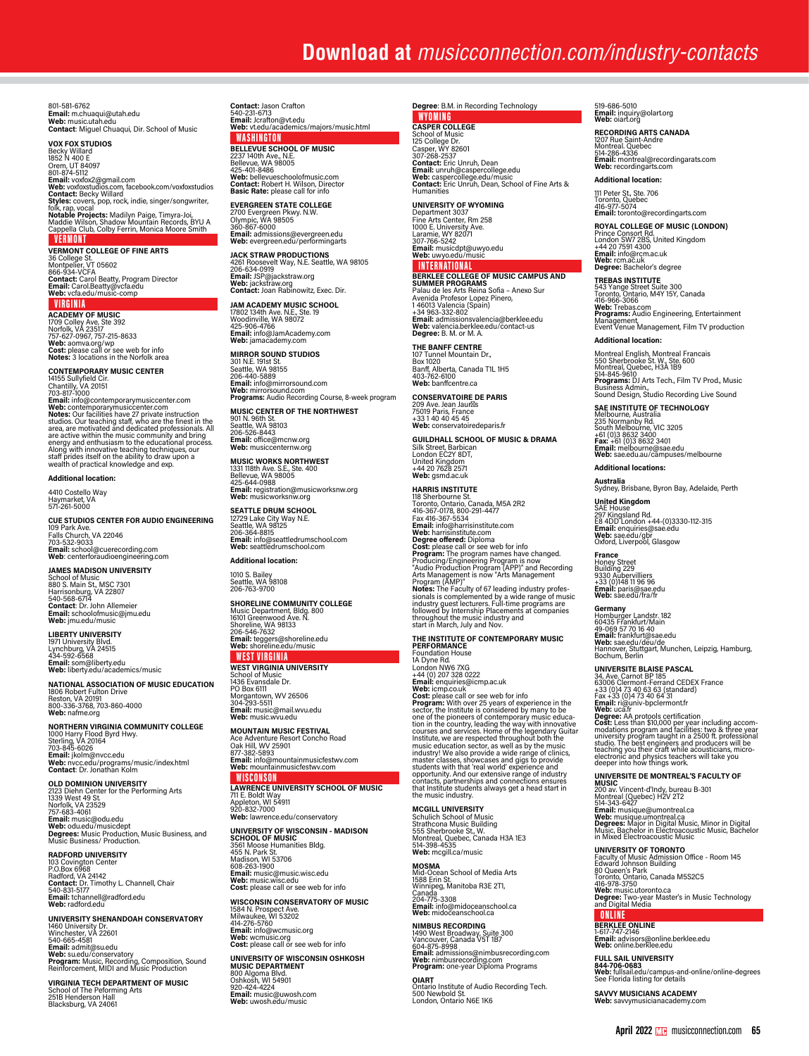# Download at *musicconnection.com/industry-contacts*

801-581-6762
**Email:** m.chuaqui@utah.edu
**Web:** music.utah.edu
**Contact**: Miguel Chuaqui, Dir. School of Music

**VOX FOX STUDIOS**
Becky Willard
1852 N 400 E
Orem, UT 84097
801-874-5112
**Email:** voxfox2@gmail.com
**Web:** voxfoxstudios.com, facebook.com/voxfoxstudios
**Contact:** Becky Willard
**Styles:** covers, pop, rock, indie, singer/songwriter, folk, rap, vocal
**Notable Projects:** Madilyn Paige, Timyra-Joi, Maddie Wilson, Shadow Mountain Records, BYU A Cappella Club, Colby Ferrin, Monica Moore Smith

## VERMONT

**VERMONT COLLEGE OF FINE ARTS**
36 College St.
Montpelier, VT 05602
866-934-VCFA
**Contact:** Carol Beatty, Program Director
**Email:** Carol.Beatty@vcfa.edu
**Web:** vcfa.edu/music-comp

## VIRGINIA

**ACADEMY OF MUSIC**
1709 Colley Ave, Ste 392
Norfolk, VA 23517
757-627-0967, 757-215-8633
**Web:** aomva.org/wp
**Cost:** please call or see web for info
**Notes:** 3 locations in the Norfolk area

**CONTEMPORARY MUSIC CENTER**
14155 Sullyfield Cir.
Chantilly, VA 20151
703-817-1000
**Email:** info@contemporarymusiccenter.com
**Web:** contemporarymusiccenter.com
**Notes:** Our facilities have 27 private instruction studios. Our teaching staff, who are the finest in the area, are motivated and dedicated professionals. All are active within the music community and bring energy and enthusiasm to the educational process. Along with innovative teaching techniques, our staff prides itself on the ability to draw upon a wealth of practical knowledge and exp.

**Additional location:**

4410 Costello Way
Haymarket, VA
571-261-5000

**CUE STUDIOS CENTER FOR AUDIO ENGINEERING**
109 Park Ave.
Falls Church, VA 22046
703-532-9033
**Email:** school@cuerecording.com
**Web**: centerforaudioengineering.com

**JAMES MADISON UNIVERSITY**
School of Music
880 S. Main St., MSC 7301
Harrisonburg, VA 22807
540-568-6714
**Contact**: Dr. John Allemeier
**Email:** schoolofmusic@jmu.edu
**Web:** jmu.edu/music

**LIBERTY UNIVERSITY**
1971 University Blvd.
Lynchburg, VA 24515
434-592-6568
**Email:** som@liberty.edu
**Web:** liberty.edu/academics/music

**NATIONAL ASSOCIATION OF MUSIC EDUCATION**
1806 Robert Fulton Drive
Reston, VA 20191
800-336-3768, 703-860-4000
**Web:** nafme.org

**NORTHERN VIRGINIA COMMUNITY COLLEGE**
1000 Harry Flood Byrd Hwy.
Sterling, VA 20164
703-845-6026
**Email:** jkolm@nvcc.edu
**Web:** nvcc.edu/programs/music/index.html
**Contact**: Dr. Jonathan Kolm

**OLD DOMINION UNIVERSITY**
2123 Diehn Center for the Performing Arts
1339 West 49 St.
Norfolk, VA 23529
757-683-4061
**Email:** music@odu.edu
**Web:** odu.edu/musicdept
**Degrees:** Music Production, Music Business, and Music Business/ Production.

**RADFORD UNIVERSITY**
103 Covington Center
P.O.Box 6968
Radford, VA 24142
**Contact:** Dr. Timothy L. Channell, Chair
540-831-5177
**Email:** tchannell@radford.edu
**Web:** radford.edu

**UNIVERSITY SHENANDOAH CONSERVATORY**
1460 University Dr.
Winchester, VA 22601
540-665-4581
**Email:** admit@su.edu
**Web:** su.edu/conservatory
**Program:** Music, Recording, Composition, Sound Reinforcement, MIDI and Music Production

**VIRGINIA TECH DEPARTMENT OF MUSIC**
School of The Peforming Arts
251B Henderson Hall
Blacksburg, VA 24061
**Contact:** Jason Crafton
540-231-6713
**Email:** Jcrafton@vt.edu
**Web:** vt.edu/academics/majors/music.html

## WASHINGTON

**BELLEVUE SCHOOL OF MUSIC**
2237 140th Ave., N.E.
Bellevue, WA 98005
425-401-8486
**Web:** bellevueschoolofmusic.com
**Contact:** Robert H. Wilson, Director
**Basic Rate:** please call for info

**EVERGREEN STATE COLLEGE**
2700 Evergreen Pkwy. N.W.
Olympic, WA 98505
360-867-6000
**Email:** admissions@evergreen.edu
**Web:** evergreen.edu/performingarts

**JACK STRAW PRODUCTIONS**
4261 Roosevelt Way, N.E. Seattle, WA 98105
206-634-0919
**Email:** JSP@jackstraw.org
**Web:** jackstraw.org
**Contact:** Joan Rabinowitz, Exec. Dir.

**JAM ACADEMY MUSIC SCHOOL**
17802 134th Ave. N.E., Ste. 19
Woodinville, WA 98072
425-906-4766
**Email:** info@JamAcademy.com
**Web:** jamacademy.com

**MIRROR SOUND STUDIOS**
301 N.E. 191st St.
Seattle, WA 98155
206-440-5889
**Email:** info@mirrorsound.com
**Web:** mirrorsound.com
**Programs:** Audio Recording Course, 8-week program

**MUSIC CENTER OF THE NORTHWEST**
901 N. 96th St.
Seattle, WA 98103
206-526-8443
**Email:** office@mcnw.org
**Web:** musiccenternw.org

**MUSIC WORKS NORTHWEST**
1331 118th Ave. S.E., Ste. 400
Bellevue, WA 98005
425-644-0988
**Email:** registration@musicworksnw.org
**Web:** musicworksnw.org

**SEATTLE DRUM SCHOOL**
12729 Lake City Way N.E.
Seattle, WA 98125
206-364-8815
**Email:** info@seattledrumschool.com
**Web:** seattledrumschool.com

**Additional location:**

1010 S. Bailey
Seattle, WA 98108
206-763-9700

**SHORELINE COMMUNITY COLLEGE**
Music Department, Bldg. 800
16101 Greenwood Ave. N.
Shoreline, WA 98133
206-546-7632
**Email:** teggers@shoreline.edu
**Web:** shoreline.edu/music

## WEST VIRGINIA

**WEST VIRGINIA UNIVERSITY**
School of Music
1436 Evansdale Dr.
PO Box 6111
Morgantown, WV 26506
304-293-5511
**Email:** music@mail.wvu.edu
**Web:** music.wvu.edu

**MOUNTAIN MUSIC FESTIVAL**
Ace Adventure Resort Concho Road
Oak Hill, WV 25901
877-382-5893
**Email:** info@mountainmusicfestwv.com
**Web:** mountainmusicfestwv.com

## WISCONSON

**LAWRENCE UNIVERSITY SCHOOL OF MUSIC**
711 E. Boldt Way
Appleton, WI 54911
920-832-7000
**Web:** lawrence.edu/conservatory

**UNIVERSITY OF WISCONSIN - MADISON SCHOOL OF MUSIC**
3561 Moose Humanities Bldg.
455 N. Park St.
Madison, WI 53706
608-263-1900
**Email:** music@music.wisc.edu
**Web:** music.wisc.edu
**Cost:** please call or see web for info

**WISCONSIN CONSERVATORY OF MUSIC**
1584 N. Prospect Ave.
Milwaukee, WI 53202
414-276-5760
**Email:** info@wcmusic.org
**Web:** wcmusic.org
**Cost:** please call or see web for info

**UNIVERSITY OF WISCONSIN OSHKOSH MUSIC DEPARTMENT**
800 Algoma Blvd.
Oshkosh, WI 54901
920-424-4224
**Email:** music@uwosh.com
**Web:** uwosh.edu/music

**Degree**: B.M. in Recording Technology

## WYOMING

**CASPER COLLEGE**
School of Music
125 College Dr.
Casper, WY 82601
307-268-2537
**Contact:** Eric Unruh, Dean
**Email:** unruh@caspercollege.edu
**Web:** caspercollege.edu/music
**Contact:** Eric Unruh, Dean, School of Fine Arts & Humanities

**UNIVERSITY OF WYOMING**
Department 3037
Fine Arts Center, Rm 258
1000 E. University Ave.
Laramie, WY 82071
307-766-5242
**Email:** musicdpt@uwyo.edu
**Web:** uwyo.edu/music

## INTERNATIONAL

**BERKLEE COLLEGE OF MUSIC CAMPUS AND SUMMER PROGRAMS**
Palau de les Arts Reina Sofia – Anexo Sur
Avenida Profesor Lopez Pinero,
1 46013 Valencia (Spain)
+34 963-332-802
**Email:** admissionsvalencia@berklee.edu
**Web:** valencia.berklee.edu/contact-us
**Degree:** B. M. or M. A.

**THE BANFF CENTRE**
107 Tunnel Mountain Dr.,
Box 1020
Banff, Alberta, Canada T1L 1H5
403-762-6100
**Web:** banffcentre.ca

**CONSERVATOIRE DE PARIS**
209 Ave. Jean Jaurès
75019 Paris, France
+33 1 40 40 45 45
**Web:** conservatoiredeparis.fr

**GUILDHALL SCHOOL OF MUSIC & DRAMA**
Silk Street, Barbican
London EC2Y 8DT,
United Kingdom
+44 20 7628 2571
**Web:** gsmd.ac.uk

**HARRIS INSTITUTE**
118 Sherbourne St.
Toronto, Ontario, Canada, M5A 2R2
416-367-0178, 800-291-4477
Fax 416-367-5534
**Email:** info@harrisinstitute.com
**Web:** harrisinstitute.com
**Degree offered:** Diploma
**Cost:** please call or see web for info
**Program:** The program names have changed. Producing/Engineering Program is now "Audio Production Program ("APP)" and Recording Arts Management is now "Arts Management Program (AMP)"
**Notes:** The Faculty of 67 leading industry professionals is complemented by a wide range of music industry guest lecturers. Full-time programs are followed by Internship Placements at companies throughout the music industry and start in March, July and Nov.

**THE INSTITUTE OF CONTEMPORARY MUSIC PERFORMANCE**
Foundation House
1A Dyne Rd.
London NW6 7XG
+44 (0) 207 328 0222
**Email:** enquiries@icmp.ac.uk
**Web:** icmp.co.uk
**Cost:** please call or see web for info
**Program:** With over 25 years of experience in the sector, the Institute is considered by many to be one of the pioneers of contemporary music education in the country, leading the way with innovative courses and services. Home of the legendary Guitar Institute, we are respected throughout both the music education sector, as well as by the music industry! We also provide a wide range of clinics, master classes, showcases and gigs to provide students with that 'real world' experience and opportunity. And our extensive range of industry contacts, partnerships and connections ensures that Institute students always get a head start in the music industry.

**MCGILL UNIVERSITY**
Schulich School of Music
Strathcona Music Building
555 Sherbrooke St., W.
Montreal, Quebec, Canada H3A 1E3
514-398-4535
**Web:** mcgill.ca/music

**MOSMA**
Mid-Ocean School of Media Arts
1588 Erin St.
Winnipeg, Manitoba R3E 2T1,
Canada
204-775-3308
**Email:** info@midoceanschool.ca
**Web:** midoceanschool.ca

**NIMBUS RECORDING**
1490 West Broadway, Suite 300
Vancouver, Canada V5T 1B7
604-875-8998
**Email:** admissions@nimbusrecording.com
**Web:** nimbusrecording.com
**Program:** one-year Diploma Programs

**OIART**
Ontario Institute of Audio Recording Tech.
500 Newbold St.
London, Ontario N6E 1K6
519-686-5010
**Email:** inquiry@oiart.org
**Web:** oiart.org

**RECORDING ARTS CANADA**
1207 Rue Saint-Andre
Montreal, Quebec
514-286-4336
**Email:** montreal@recordingarats.com
**Web:** recordingarts.com

**Additional location:**

111 Peter St., Ste. 706
Toronto, Quebec
416-977-5074
**Email:** toronto@recordingarts.com

**ROYAL COLLEGE OF MUSIC (LONDON)**
Prince Consort Rd.
London SW7 2BS, United Kingdom
+44 20 7591 4300
**Email:** info@rcm.ac.uk
**Web:** rcm.ac.uk
**Degree:** Bachelor's degree

**TREBAS INSTITUTE**
543 Yange Street Suite 300
Toronto, Ontario, M4Y 15Y, Canada
416-966-3066
**Web:** Trebas.com
**Programs:** Audio Engineering, Entertainment Management,
Event Venue Management, Film TV production

**Additional location:**

Montreal English, Montreal Francais
550 Sherbrooke St. W., Ste. 600
Montreal, Quebec, H3A 1B9
514-845-9610
**Programs:** DJ Arts Tech., Film TV Prod., Music Business Admin.,
Sound Design, Studio Recording Live Sound

**SAE INSTITUTE OF TECHNOLOGY**
Melbourne, Australia
235 Normanby Rd.
South Melbourne, VIC 3205
+61 (0)3 8632 3400
**Fax:** +61 (0)3 8632 3401
**Email:** melbourne@sae.edu
**Web:** sae.edu.au/campuses/melbourne

**Additional locations:**

**Australia**
Sydney, Brisbane, Byron Bay, Adelaide, Perth

**United Kingdom**
SAE House
297 Kingsland Rd.
E8 4DD London +44-(0)3330-112-315
**Email:** enquiries@sae.edu
**Web:** sae.edu/gbr
Oxford, Liverpool, Glasgow

**France**
Honey Street
Building 229
9330 Aubervilliers
+33 (0)148 11 96 96
**Email:** paris@sae.edu
**Web:** sae.edu/fra/fr

**Germany**
Homburger Landstr. 182
60435 Frankfurt/Main
49-069 57 70 16 40
**Email:** frankfurt@sae.edu
**Web:** sae.edu/deu/de
Hannover, Stuttgart, Munchen, Leipzig, Hamburg, Bochum, Berlin

**UNIVERSITE BLAISE PASCAL**
34, Ave. Carnot BP 185
63006 Clermont-Ferrand CEDEX France
+33 (0)4 73 40 63 63 (standard)
Fax +33 (0)4 73 40 64 31
**Email:** ri@univ-bpclermont.fr
**Web:** uca.fr
**Degree:** AA protools certification
**Cost:** Less than $10,000 per year including accommodations program and facilities: two & three year university program taught in a 2500 ft. professional studio. The best engineers and producers will be teaching you their craft while acousticians, microelectronic and physics teachers will take you deeper into how things work.

**UNIVERSITE DE MONTREAL'S FACULTY OF MUSIC**
200 av. Vincent-d'Indy, bureau B-301
Montreal (Quebec) H2V 2T2
514-343-6427
**Email:** musique@umontreal.ca
**Web:** musique.umontreal.ca
**Degrees:** Major in Digital Music, Minor in Digital Music, Bachelor in Electroacoustic Music, Bachelor in Mixed Electroacoustic Music

**UNIVERSITY OF TORONTO**
Faculty of Music Admission Office - Room 145
Edward Johnson Building
80 Queen's Park
Toronto, Ontario, Canada M5S2C5
416-978-3750
**Web:** music.utoronto.ca
**Degree:** Two-year Master's in Music Technology and Digital Media

## ONLINE

**BERKLEE ONLINE**
1-617-747-2146
**Email:** advisors@online.berklee.edu
**Web:** online.berklee.edu

**FULL SAIL UNIVERSITY**
**844-706-0683**
**Web:** fullsail.edu/campus-and-online/online-degrees
See Florida listing for details

**SAVVY MUSICIANS ACADEMY**
**Web:** savvymusicianacademy.com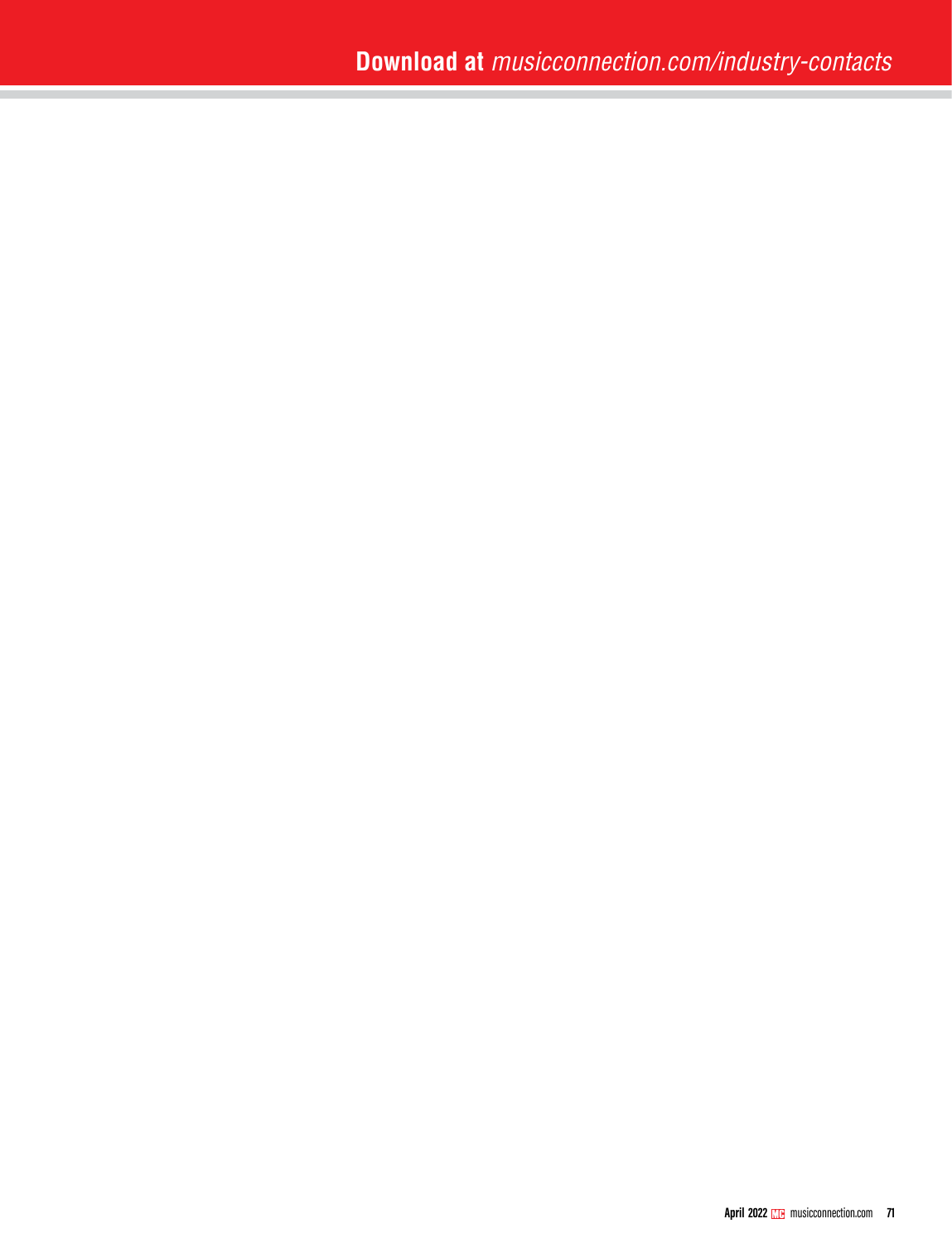**Download at** *musicconnection.com/industry-contacts*